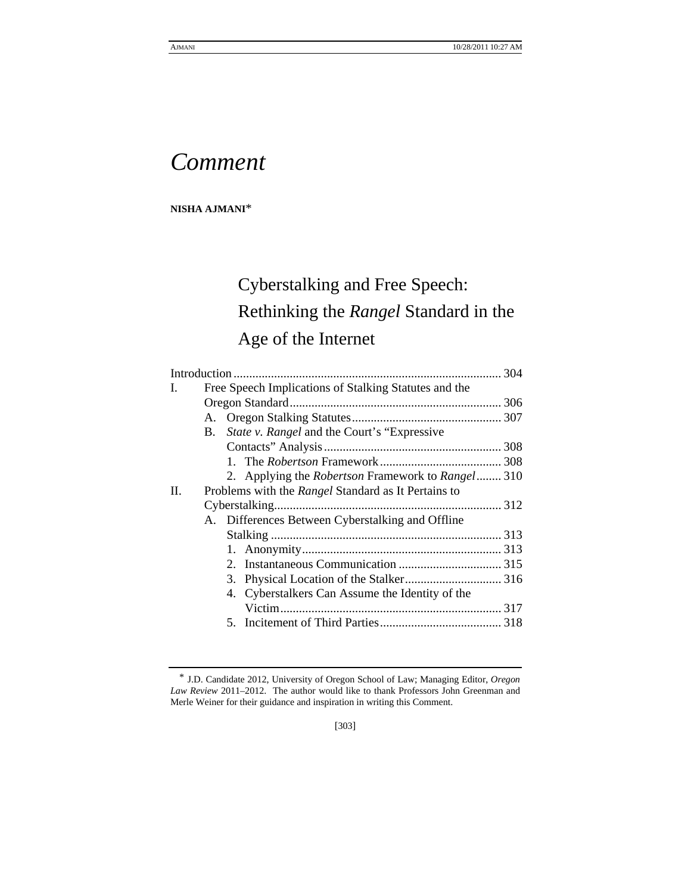# *Comment*

**NISHA AJMANI**[*]

## Cyberstalking and Free Speech: Rethinking the *Rangel* Standard in the Age of the Internet

| | | |
|---|---|---|
| Introduction | | 304 |
| I. | Free Speech Implications of Stalking Statutes and the Oregon Standard | 306 |
| | A. Oregon Stalking Statutes | 307 |
| | B. *State v. Rangel* and the Court's "Expressive Contacts" Analysis | 308 |
| | 1. The *Robertson* Framework | 308 |
| | 2. Applying the *Robertson* Framework to *Rangel* | 310 |
| II. | Problems with the *Rangel* Standard as It Pertains to Cyberstalking | 312 |
| | A. Differences Between Cyberstalking and Offline Stalking | 313 |
| | 1. Anonymity | 313 |
| | 2. Instantaneous Communication | 315 |
| | 3. Physical Location of the Stalker | 316 |
| | 4. Cyberstalkers Can Assume the Identity of the Victim | 317 |
| | 5. Incitement of Third Parties | 318 |

[*] J.D. Candidate 2012, University of Oregon School of Law; Managing Editor, *Oregon Law Review* 2011–2012. The author would like to thank Professors John Greenman and Merle Weiner for their guidance and inspiration in writing this Comment.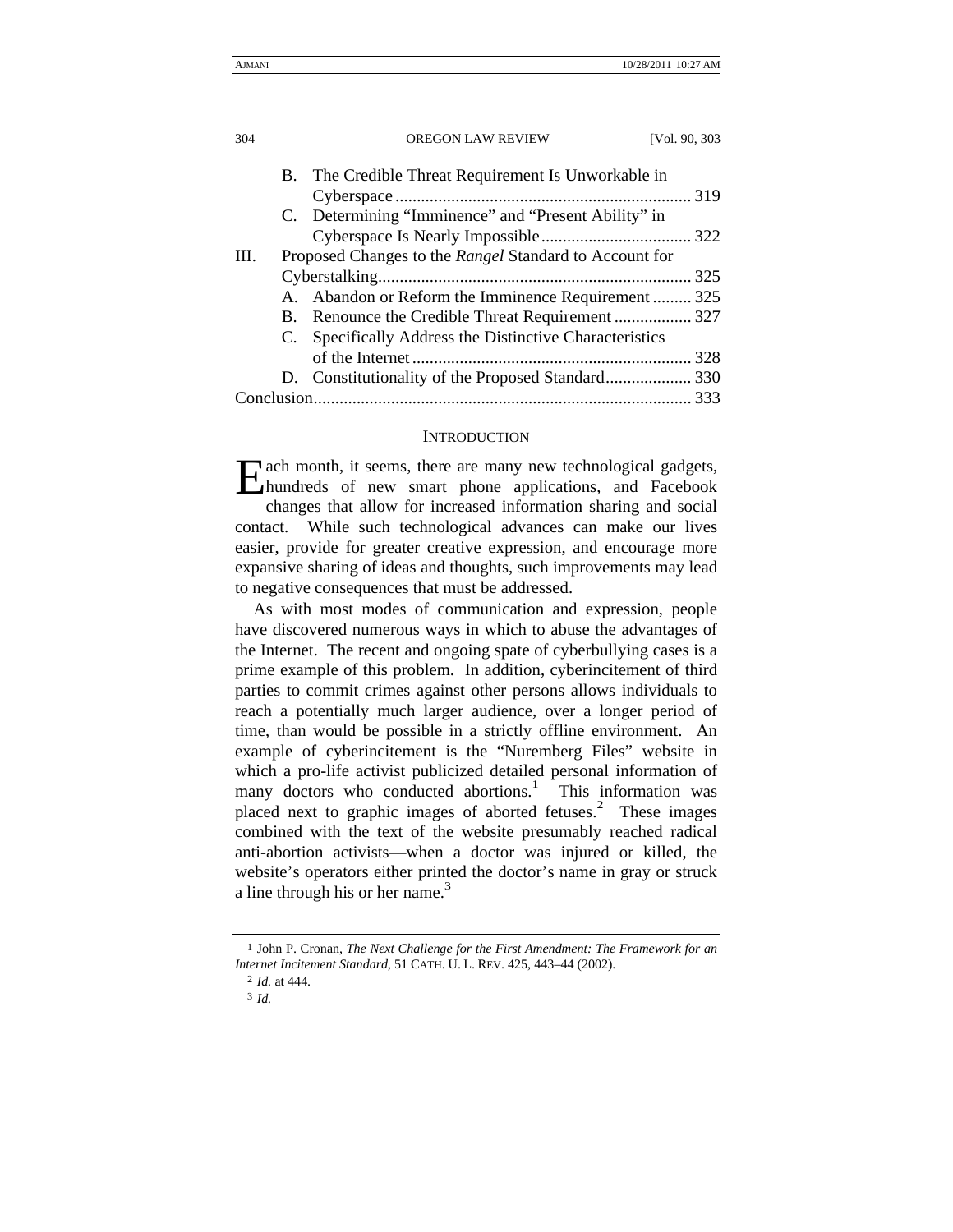B. The Credible Threat Requirement Is Unworkable in Cyberspace ..................................................................... 319

C. Determining "Imminence" and "Present Ability" in Cyberspace Is Nearly Impossible .................................. 322

III. Proposed Changes to the *Rangel* Standard to Account for Cyberstalking........................................................................ 325

A. Abandon or Reform the Imminence Requirement ......... 325

B. Renounce the Credible Threat Requirement .................. 327

C. Specifically Address the Distinctive Characteristics of the Internet ................................................................ 328

D. Constitutionality of the Proposed Standard.................... 330

Conclusion....................................................................................... 333

## INTRODUCTION

Each month, it seems, there are many new technological gadgets, hundreds of new smart phone applications, and Facebook changes that allow for increased information sharing and social contact. While such technological advances can make our lives easier, provide for greater creative expression, and encourage more expansive sharing of ideas and thoughts, such improvements may lead to negative consequences that must be addressed.

As with most modes of communication and expression, people have discovered numerous ways in which to abuse the advantages of the Internet. The recent and ongoing spate of cyberbullying cases is a prime example of this problem. In addition, cyberincitement of third parties to commit crimes against other persons allows individuals to reach a potentially much larger audience, over a longer period of time, than would be possible in a strictly offline environment. An example of cyberincitement is the "Nuremberg Files" website in which a pro-life activist publicized detailed personal information of many doctors who conducted abortions.[1] This information was placed next to graphic images of aborted fetuses.[2] These images combined with the text of the website presumably reached radical anti-abortion activists—when a doctor was injured or killed, the website's operators either printed the doctor's name in gray or struck a line through his or her name.[3]

---

1 John P. Cronan, *The Next Challenge for the First Amendment: The Framework for an Internet Incitement Standard*, 51 CATH. U. L. REV. 425, 443–44 (2002).

2 *Id.* at 444.

3 *Id.*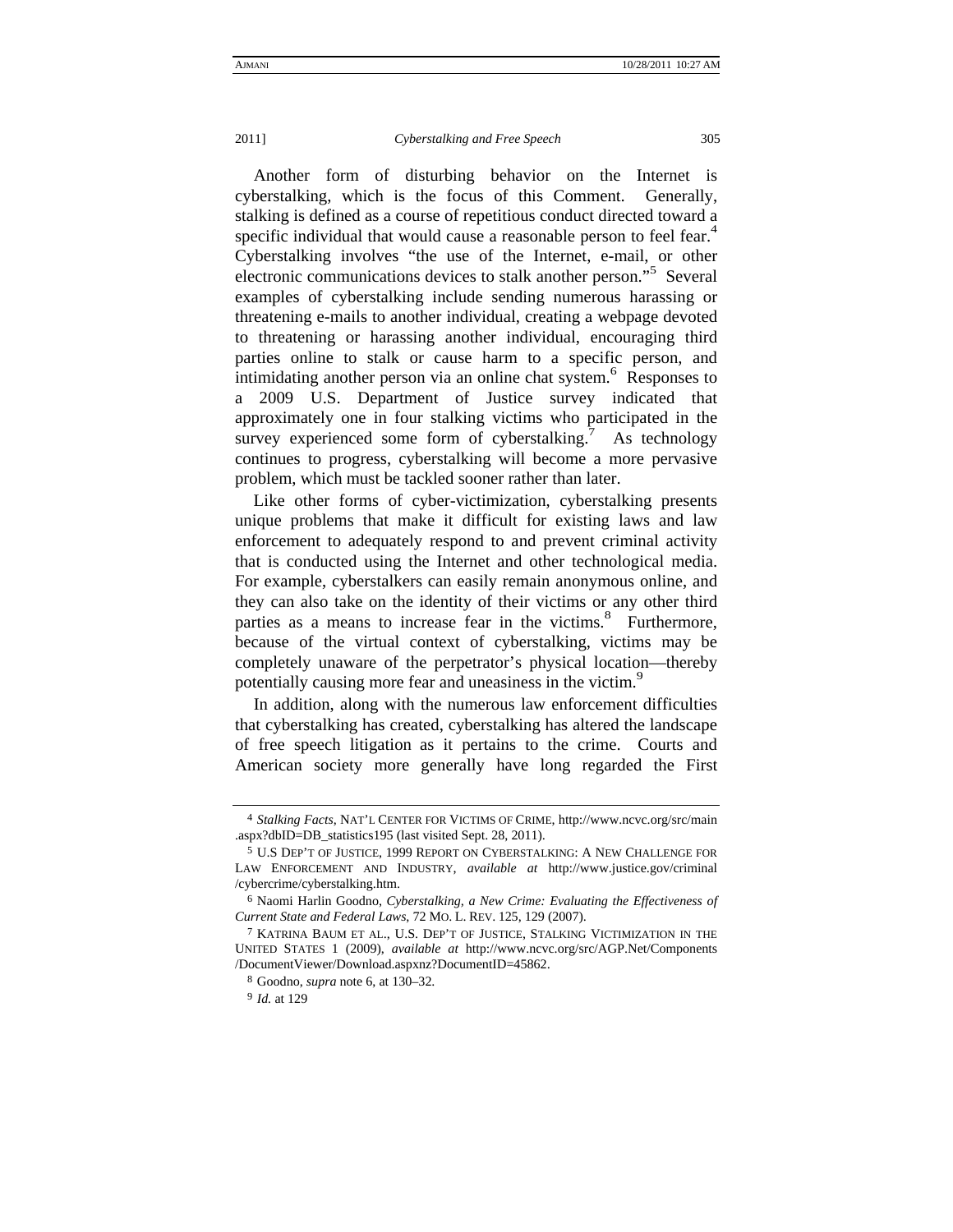Another form of disturbing behavior on the Internet is cyberstalking, which is the focus of this Comment. Generally, stalking is defined as a course of repetitious conduct directed toward a specific individual that would cause a reasonable person to feel fear.[4] Cyberstalking involves "the use of the Internet, e-mail, or other electronic communications devices to stalk another person."[5] Several examples of cyberstalking include sending numerous harassing or threatening e-mails to another individual, creating a webpage devoted to threatening or harassing another individual, encouraging third parties online to stalk or cause harm to a specific person, and intimidating another person via an online chat system.[6] Responses to a 2009 U.S. Department of Justice survey indicated that approximately one in four stalking victims who participated in the survey experienced some form of cyberstalking.[7] As technology continues to progress, cyberstalking will become a more pervasive problem, which must be tackled sooner rather than later.

Like other forms of cyber-victimization, cyberstalking presents unique problems that make it difficult for existing laws and law enforcement to adequately respond to and prevent criminal activity that is conducted using the Internet and other technological media. For example, cyberstalkers can easily remain anonymous online, and they can also take on the identity of their victims or any other third parties as a means to increase fear in the victims.[8] Furthermore, because of the virtual context of cyberstalking, victims may be completely unaware of the perpetrator's physical location—thereby potentially causing more fear and uneasiness in the victim.[9]

In addition, along with the numerous law enforcement difficulties that cyberstalking has created, cyberstalking has altered the landscape of free speech litigation as it pertains to the crime. Courts and American society more generally have long regarded the First

---

4 *Stalking Facts*, NAT'L CENTER FOR VICTIMS OF CRIME, http://www.ncvc.org/src/main.aspx?dbID=DB_statistics195 (last visited Sept. 28, 2011).

5 U.S DEP'T OF JUSTICE, 1999 REPORT ON CYBERSTALKING: A NEW CHALLENGE FOR LAW ENFORCEMENT AND INDUSTRY, *available at* http://www.justice.gov/criminal/cybercrime/cyberstalking.htm.

6 Naomi Harlin Goodno, *Cyberstalking, a New Crime: Evaluating the Effectiveness of Current State and Federal Laws*, 72 MO. L. REV. 125, 129 (2007).

7 KATRINA BAUM ET AL., U.S. DEP'T OF JUSTICE, STALKING VICTIMIZATION IN THE UNITED STATES 1 (2009), *available at* http://www.ncvc.org/src/AGP.Net/Components/DocumentViewer/Download.aspxnz?DocumentID=45862.

8 Goodno, *supra* note 6, at 130–32.

9 *Id.* at 129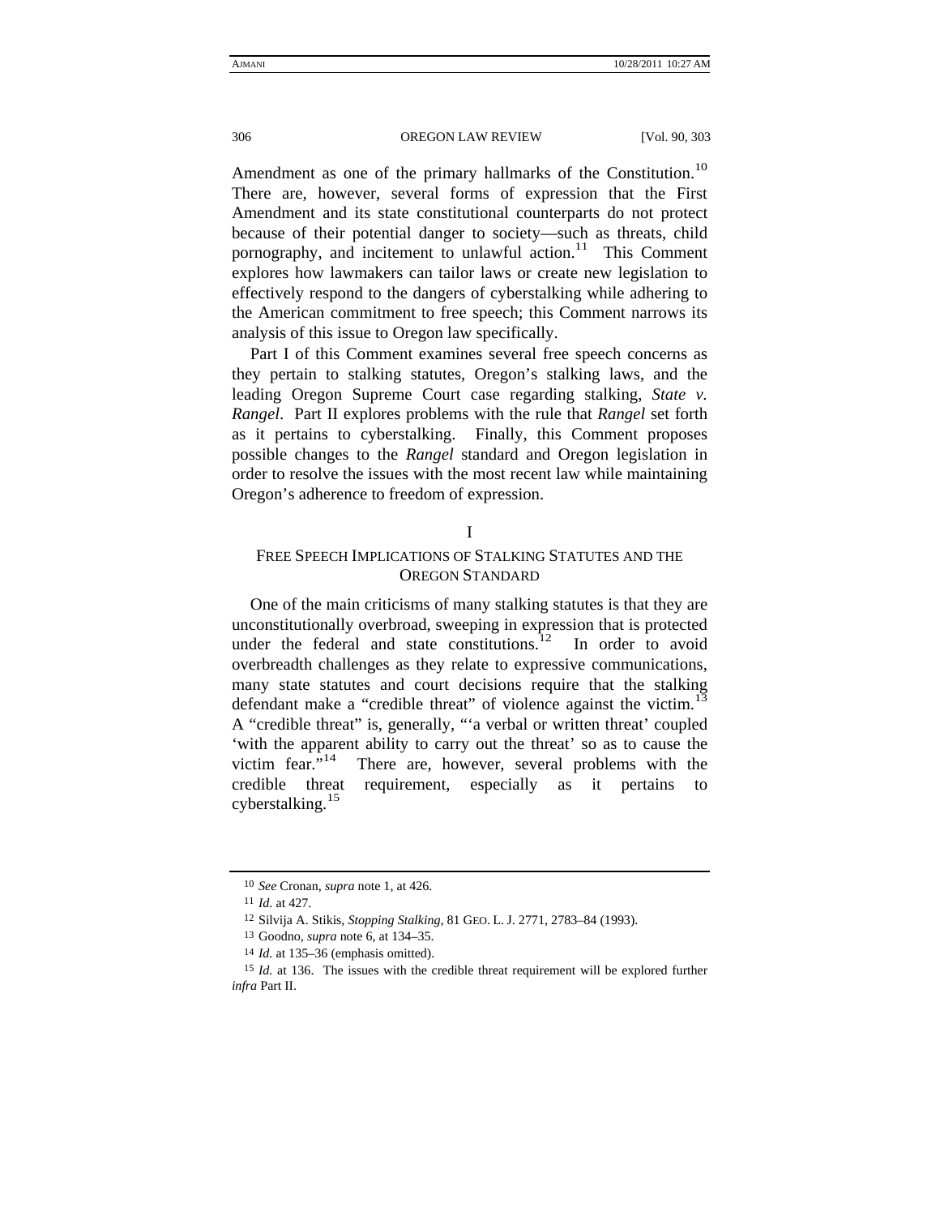Amendment as one of the primary hallmarks of the Constitution.[10] There are, however, several forms of expression that the First Amendment and its state constitutional counterparts do not protect because of their potential danger to society—such as threats, child pornography, and incitement to unlawful action.[11] This Comment explores how lawmakers can tailor laws or create new legislation to effectively respond to the dangers of cyberstalking while adhering to the American commitment to free speech; this Comment narrows its analysis of this issue to Oregon law specifically.

Part I of this Comment examines several free speech concerns as they pertain to stalking statutes, Oregon's stalking laws, and the leading Oregon Supreme Court case regarding stalking, *State v. Rangel*. Part II explores problems with the rule that *Rangel* set forth as it pertains to cyberstalking. Finally, this Comment proposes possible changes to the *Rangel* standard and Oregon legislation in order to resolve the issues with the most recent law while maintaining Oregon's adherence to freedom of expression.

# I
## FREE SPEECH IMPLICATIONS OF STALKING STATUTES AND THE OREGON STANDARD

One of the main criticisms of many stalking statutes is that they are unconstitutionally overbroad, sweeping in expression that is protected under the federal and state constitutions.[12] In order to avoid overbreadth challenges as they relate to expressive communications, many state statutes and court decisions require that the stalking defendant make a "credible threat" of violence against the victim.[13] A "credible threat" is, generally, "'a verbal or written threat' coupled 'with the apparent ability to carry out the threat' so as to cause the victim fear."[14] There are, however, several problems with the credible threat requirement, especially as it pertains to cyberstalking.[15]

---

10 *See* Cronan, *supra* note 1, at 426.

11 *Id.* at 427.

12 Silvija A. Stikis, *Stopping Stalking*, 81 GEO. L. J. 2771, 2783–84 (1993).

13 Goodno, *supra* note 6, at 134–35.

14 *Id.* at 135–36 (emphasis omitted).

15 *Id.* at 136. The issues with the credible threat requirement will be explored further *infra* Part II.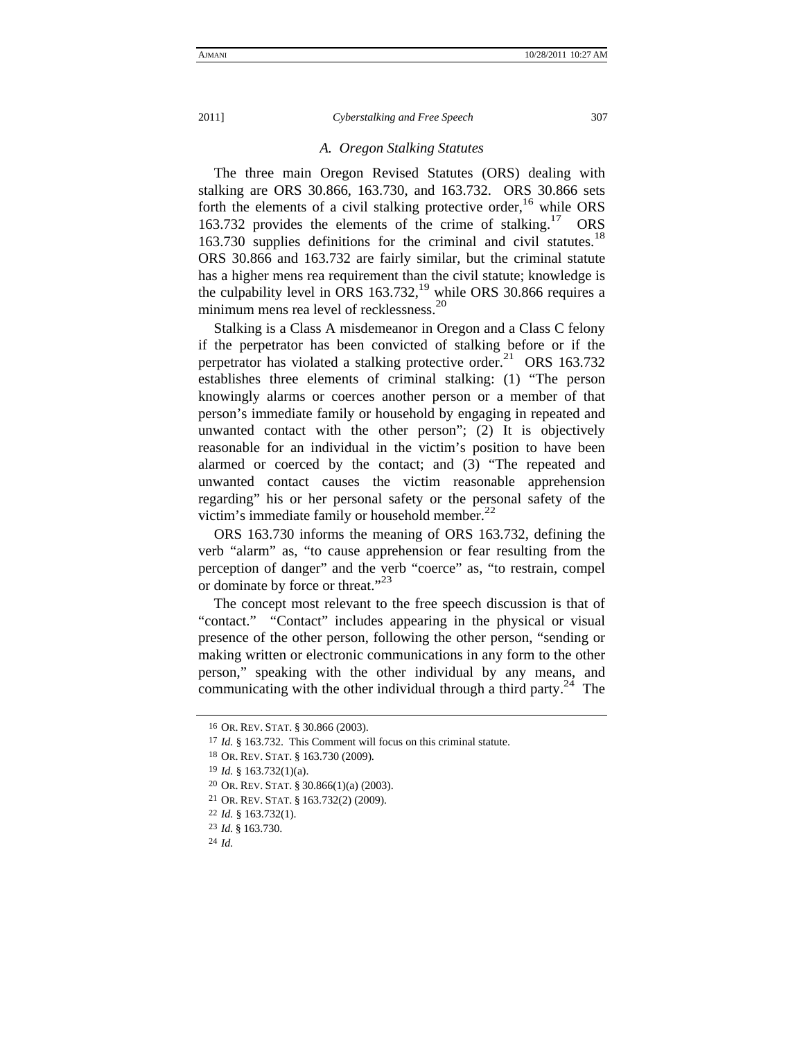### A. Oregon Stalking Statutes

The three main Oregon Revised Statutes (ORS) dealing with stalking are ORS 30.866, 163.730, and 163.732. ORS 30.866 sets forth the elements of a civil stalking protective order,[16] while ORS 163.732 provides the elements of the crime of stalking.[17] ORS 163.730 supplies definitions for the criminal and civil statutes.[18] ORS 30.866 and 163.732 are fairly similar, but the criminal statute has a higher mens rea requirement than the civil statute; knowledge is the culpability level in ORS 163.732,[19] while ORS 30.866 requires a minimum mens rea level of recklessness.[20]

Stalking is a Class A misdemeanor in Oregon and a Class C felony if the perpetrator has been convicted of stalking before or if the perpetrator has violated a stalking protective order.[21] ORS 163.732 establishes three elements of criminal stalking: (1) "The person knowingly alarms or coerces another person or a member of that person's immediate family or household by engaging in repeated and unwanted contact with the other person"; (2) It is objectively reasonable for an individual in the victim's position to have been alarmed or coerced by the contact; and (3) "The repeated and unwanted contact causes the victim reasonable apprehension regarding" his or her personal safety or the personal safety of the victim's immediate family or household member.[22]

ORS 163.730 informs the meaning of ORS 163.732, defining the verb "alarm" as, "to cause apprehension or fear resulting from the perception of danger" and the verb "coerce" as, "to restrain, compel or dominate by force or threat."[23]

The concept most relevant to the free speech discussion is that of "contact." "Contact" includes appearing in the physical or visual presence of the other person, following the other person, "sending or making written or electronic communications in any form to the other person," speaking with the other individual by any means, and communicating with the other individual through a third party.[24] The

---

16 OR. REV. STAT. § 30.866 (2003).

17 *Id.* § 163.732. This Comment will focus on this criminal statute.

18 OR. REV. STAT. § 163.730 (2009).

19 *Id.* § 163.732(1)(a).

20 OR. REV. STAT. § 30.866(1)(a) (2003).

21 OR. REV. STAT. § 163.732(2) (2009).

22 *Id.* § 163.732(1).

23 *Id.* § 163.730.

24 *Id.*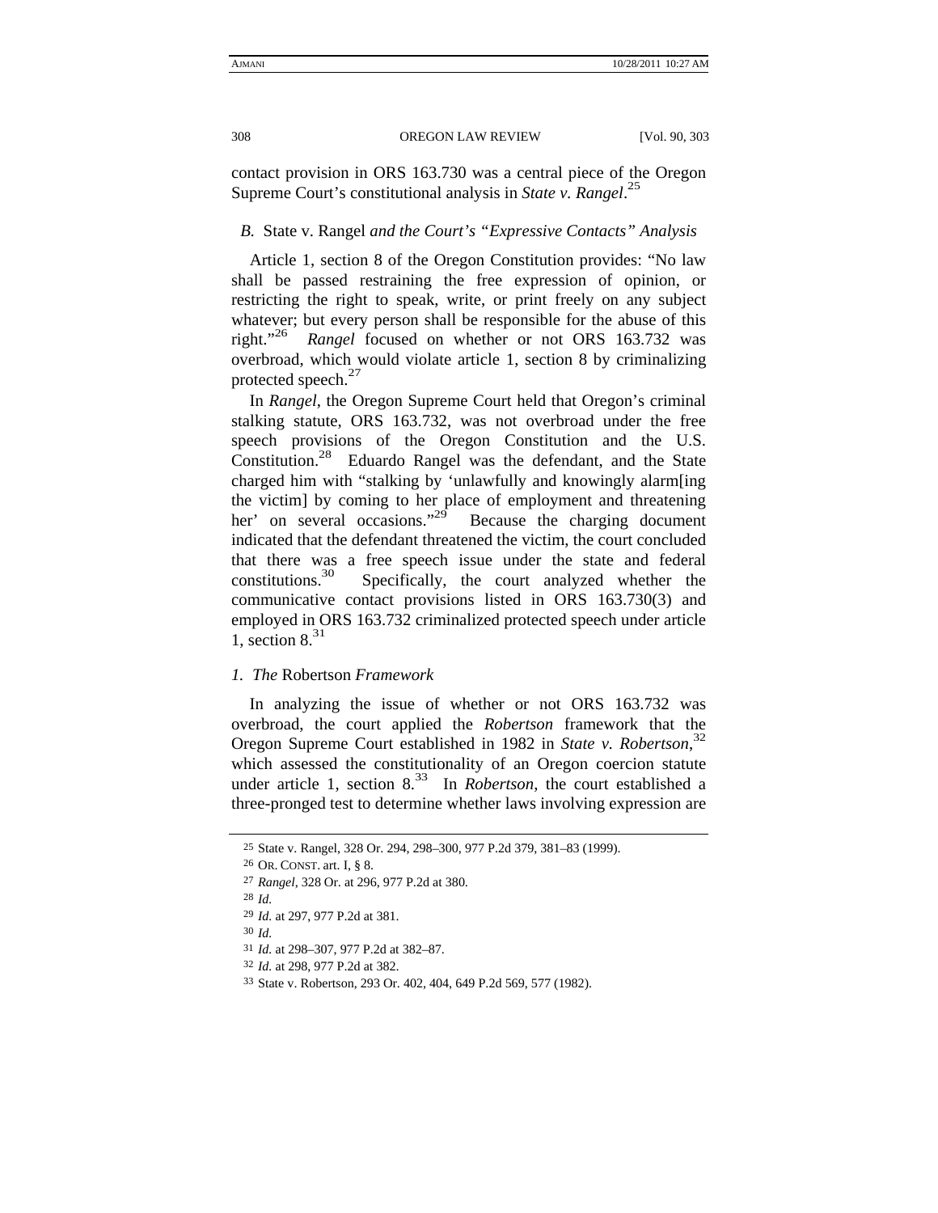contact provision in ORS 163.730 was a central piece of the Oregon Supreme Court's constitutional analysis in *State v. Rangel*.[25]

### *B.* State v. Rangel *and the Court's "Expressive Contacts" Analysis*

Article 1, section 8 of the Oregon Constitution provides: "No law shall be passed restraining the free expression of opinion, or restricting the right to speak, write, or print freely on any subject whatever; but every person shall be responsible for the abuse of this right."[26] *Rangel* focused on whether or not ORS 163.732 was overbroad, which would violate article 1, section 8 by criminalizing protected speech.[27]

In *Rangel*, the Oregon Supreme Court held that Oregon's criminal stalking statute, ORS 163.732, was not overbroad under the free speech provisions of the Oregon Constitution and the U.S. Constitution.[28] Eduardo Rangel was the defendant, and the State charged him with "stalking by 'unlawfully and knowingly alarm[ing the victim] by coming to her place of employment and threatening her' on several occasions."[29] Because the charging document indicated that the defendant threatened the victim, the court concluded that there was a free speech issue under the state and federal constitutions.[30] Specifically, the court analyzed whether the communicative contact provisions listed in ORS 163.730(3) and employed in ORS 163.732 criminalized protected speech under article 1, section 8.[31]

#### *1. The* Robertson *Framework*

In analyzing the issue of whether or not ORS 163.732 was overbroad, the court applied the *Robertson* framework that the Oregon Supreme Court established in 1982 in *State v. Robertson*,[32] which assessed the constitutionality of an Oregon coercion statute under article 1, section 8.[33] In *Robertson*, the court established a three-pronged test to determine whether laws involving expression are

---

25 State v. Rangel, 328 Or. 294, 298–300, 977 P.2d 379, 381–83 (1999).

26 OR. CONST. art. I, § 8.

27 *Rangel*, 328 Or. at 296, 977 P.2d at 380.

28 *Id.*

29 *Id.* at 297, 977 P.2d at 381.

30 *Id.*

31 *Id.* at 298–307, 977 P.2d at 382–87.

32 *Id.* at 298, 977 P.2d at 382.

33 State v. Robertson, 293 Or. 402, 404, 649 P.2d 569, 577 (1982).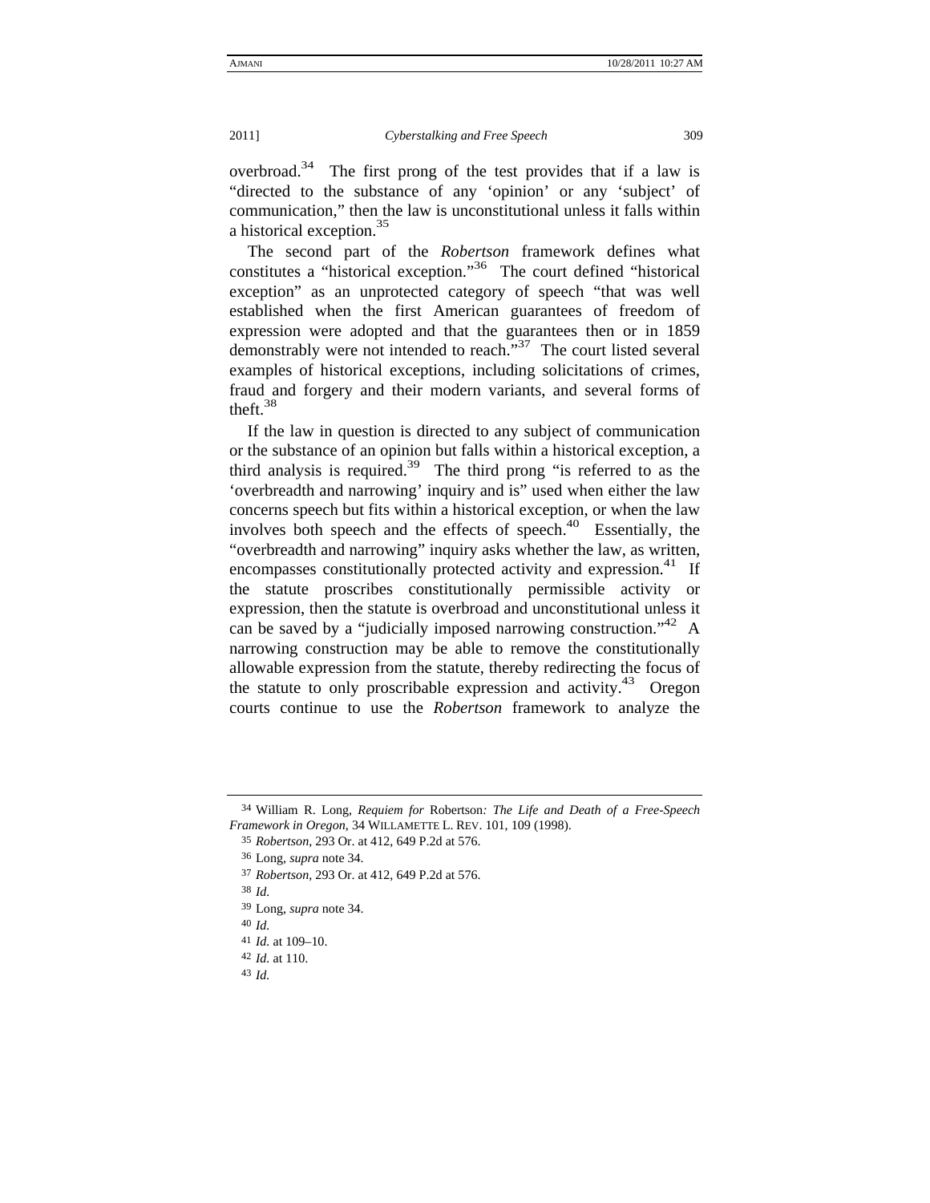overbroad.[34] The first prong of the test provides that if a law is "directed to the substance of any 'opinion' or any 'subject' of communication," then the law is unconstitutional unless it falls within a historical exception.[35]

The second part of the *Robertson* framework defines what constitutes a "historical exception."[36] The court defined "historical exception" as an unprotected category of speech "that was well established when the first American guarantees of freedom of expression were adopted and that the guarantees then or in 1859 demonstrably were not intended to reach."[37] The court listed several examples of historical exceptions, including solicitations of crimes, fraud and forgery and their modern variants, and several forms of theft.[38]

If the law in question is directed to any subject of communication or the substance of an opinion but falls within a historical exception, a third analysis is required.[39] The third prong "is referred to as the 'overbreadth and narrowing' inquiry and is" used when either the law concerns speech but fits within a historical exception, or when the law involves both speech and the effects of speech.[40] Essentially, the "overbreadth and narrowing" inquiry asks whether the law, as written, encompasses constitutionally protected activity and expression.[41] If the statute proscribes constitutionally permissible activity or expression, then the statute is overbroad and unconstitutional unless it can be saved by a "judicially imposed narrowing construction."[42] A narrowing construction may be able to remove the constitutionally allowable expression from the statute, thereby redirecting the focus of the statute to only proscribable expression and activity.[43] Oregon courts continue to use the *Robertson* framework to analyze the

---

34 William R. Long, *Requiem for* Robertson*: The Life and Death of a Free-Speech Framework in Oregon*, 34 WILLAMETTE L. REV. 101, 109 (1998).

35 *Robertson*, 293 Or. at 412, 649 P.2d at 576.

36 Long, *supra* note 34.

37 *Robertson*, 293 Or. at 412, 649 P.2d at 576.

38 *Id.*

39 Long, *supra* note 34.

40 *Id.*

41 *Id.* at 109–10.

42 *Id.* at 110.

43 *Id.*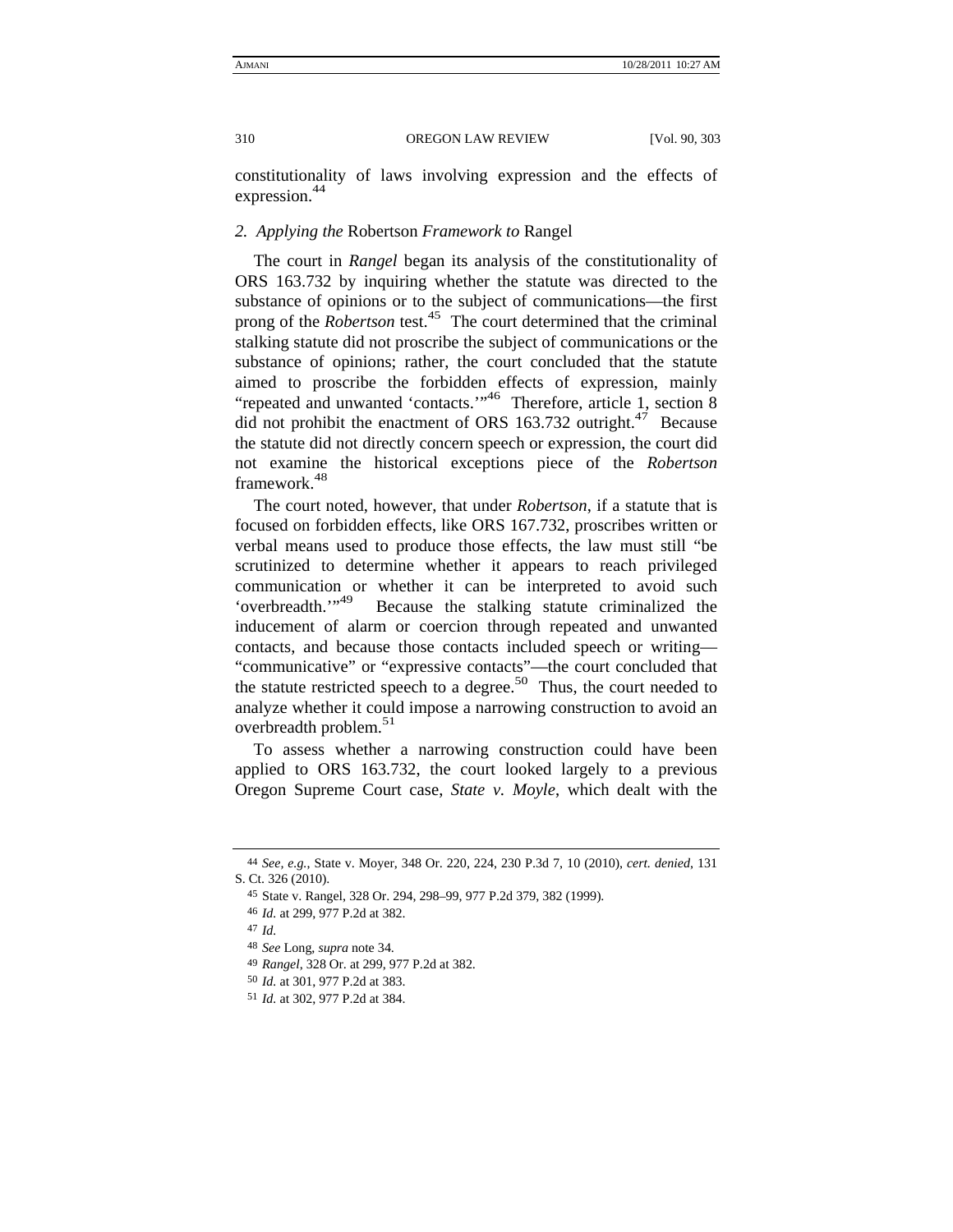constitutionality of laws involving expression and the effects of expression.[44]

### *2. Applying the* Robertson *Framework to* Rangel

The court in *Rangel* began its analysis of the constitutionality of ORS 163.732 by inquiring whether the statute was directed to the substance of opinions or to the subject of communications—the first prong of the *Robertson* test.[45] The court determined that the criminal stalking statute did not proscribe the subject of communications or the substance of opinions; rather, the court concluded that the statute aimed to proscribe the forbidden effects of expression, mainly "repeated and unwanted 'contacts.'"[46] Therefore, article 1, section 8 did not prohibit the enactment of ORS 163.732 outright.[47] Because the statute did not directly concern speech or expression, the court did not examine the historical exceptions piece of the *Robertson* framework.[48]

The court noted, however, that under *Robertson*, if a statute that is focused on forbidden effects, like ORS 167.732, proscribes written or verbal means used to produce those effects, the law must still "be scrutinized to determine whether it appears to reach privileged communication or whether it can be interpreted to avoid such 'overbreadth.'"[49] Because the stalking statute criminalized the inducement of alarm or coercion through repeated and unwanted contacts, and because those contacts included speech or writing—"communicative" or "expressive contacts"—the court concluded that the statute restricted speech to a degree.[50] Thus, the court needed to analyze whether it could impose a narrowing construction to avoid an overbreadth problem.[51]

To assess whether a narrowing construction could have been applied to ORS 163.732, the court looked largely to a previous Oregon Supreme Court case, *State v. Moyle*, which dealt with the

---

44 *See, e.g.*, State v. Moyer, 348 Or. 220, 224, 230 P.3d 7, 10 (2010), *cert. denied*, 131 S. Ct. 326 (2010).

45 State v. Rangel, 328 Or. 294, 298–99, 977 P.2d 379, 382 (1999).

46 *Id.* at 299, 977 P.2d at 382.

47 *Id.*

48 *See* Long, *supra* note 34.

49 *Rangel*, 328 Or. at 299, 977 P.2d at 382.

50 *Id.* at 301, 977 P.2d at 383.

51 *Id.* at 302, 977 P.2d at 384.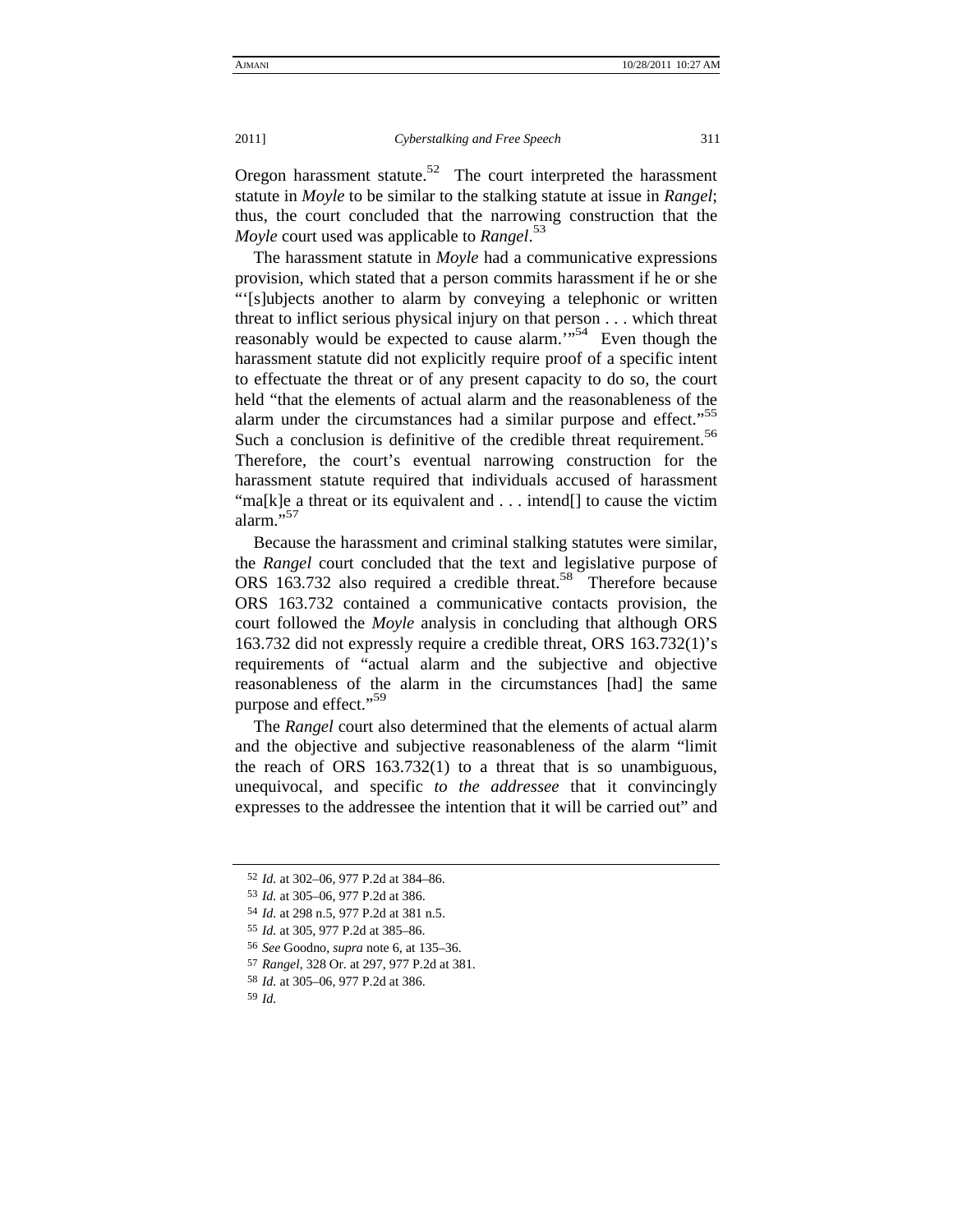Oregon harassment statute.[52] The court interpreted the harassment statute in *Moyle* to be similar to the stalking statute at issue in *Rangel*; thus, the court concluded that the narrowing construction that the *Moyle* court used was applicable to *Rangel*.[53]

The harassment statute in *Moyle* had a communicative expressions provision, which stated that a person commits harassment if he or she "'[s]ubjects another to alarm by conveying a telephonic or written threat to inflict serious physical injury on that person . . . which threat reasonably would be expected to cause alarm.'"[54] Even though the harassment statute did not explicitly require proof of a specific intent to effectuate the threat or of any present capacity to do so, the court held "that the elements of actual alarm and the reasonableness of the alarm under the circumstances had a similar purpose and effect."[55] Such a conclusion is definitive of the credible threat requirement.[56] Therefore, the court's eventual narrowing construction for the harassment statute required that individuals accused of harassment "ma[k]e a threat or its equivalent and . . . intend[] to cause the victim alarm."[57]

Because the harassment and criminal stalking statutes were similar, the *Rangel* court concluded that the text and legislative purpose of ORS 163.732 also required a credible threat.[58] Therefore because ORS 163.732 contained a communicative contacts provision, the court followed the *Moyle* analysis in concluding that although ORS 163.732 did not expressly require a credible threat, ORS 163.732(1)'s requirements of "actual alarm and the subjective and objective reasonableness of the alarm in the circumstances [had] the same purpose and effect."[59]

The *Rangel* court also determined that the elements of actual alarm and the objective and subjective reasonableness of the alarm "limit the reach of ORS 163.732(1) to a threat that is so unambiguous, unequivocal, and specific *to the addressee* that it convincingly expresses to the addressee the intention that it will be carried out" and

---

52 *Id.* at 302–06, 977 P.2d at 384–86.

53 *Id.* at 305–06, 977 P.2d at 386.

54 *Id.* at 298 n.5, 977 P.2d at 381 n.5.

55 *Id.* at 305, 977 P.2d at 385–86.

56 *See* Goodno, *supra* note 6, at 135–36.

57 *Rangel*, 328 Or. at 297, 977 P.2d at 381.

58 *Id.* at 305–06, 977 P.2d at 386.

59 *Id.*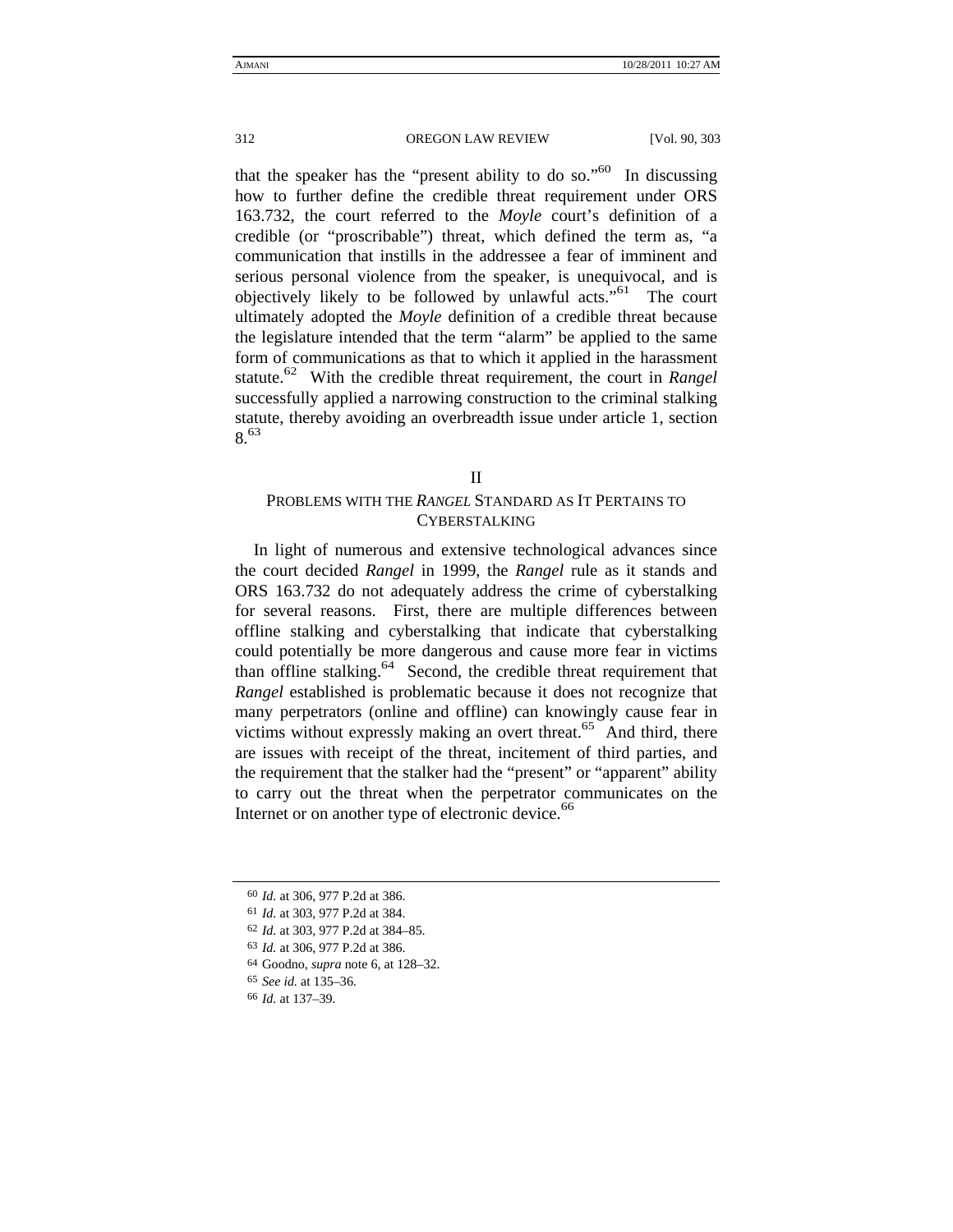that the speaker has the "present ability to do so."[60] In discussing how to further define the credible threat requirement under ORS 163.732, the court referred to the *Moyle* court's definition of a credible (or "proscribable") threat, which defined the term as, "a communication that instills in the addressee a fear of imminent and serious personal violence from the speaker, is unequivocal, and is objectively likely to be followed by unlawful acts."[61] The court ultimately adopted the *Moyle* definition of a credible threat because the legislature intended that the term "alarm" be applied to the same form of communications as that to which it applied in the harassment statute.[62] With the credible threat requirement, the court in *Rangel* successfully applied a narrowing construction to the criminal stalking statute, thereby avoiding an overbreadth issue under article 1, section 8.[63]

## II

## PROBLEMS WITH THE *RANGEL* STANDARD AS IT PERTAINS TO CYBERSTALKING

In light of numerous and extensive technological advances since the court decided *Rangel* in 1999, the *Rangel* rule as it stands and ORS 163.732 do not adequately address the crime of cyberstalking for several reasons. First, there are multiple differences between offline stalking and cyberstalking that indicate that cyberstalking could potentially be more dangerous and cause more fear in victims than offline stalking.[64] Second, the credible threat requirement that *Rangel* established is problematic because it does not recognize that many perpetrators (online and offline) can knowingly cause fear in victims without expressly making an overt threat.[65] And third, there are issues with receipt of the threat, incitement of third parties, and the requirement that the stalker had the "present" or "apparent" ability to carry out the threat when the perpetrator communicates on the Internet or on another type of electronic device.[66]

---

60 *Id.* at 306, 977 P.2d at 386.

61 *Id.* at 303, 977 P.2d at 384.

62 *Id.* at 303, 977 P.2d at 384–85.

63 *Id.* at 306, 977 P.2d at 386.

64 Goodno, *supra* note 6, at 128–32.

65 *See id.* at 135–36.

66 *Id.* at 137–39.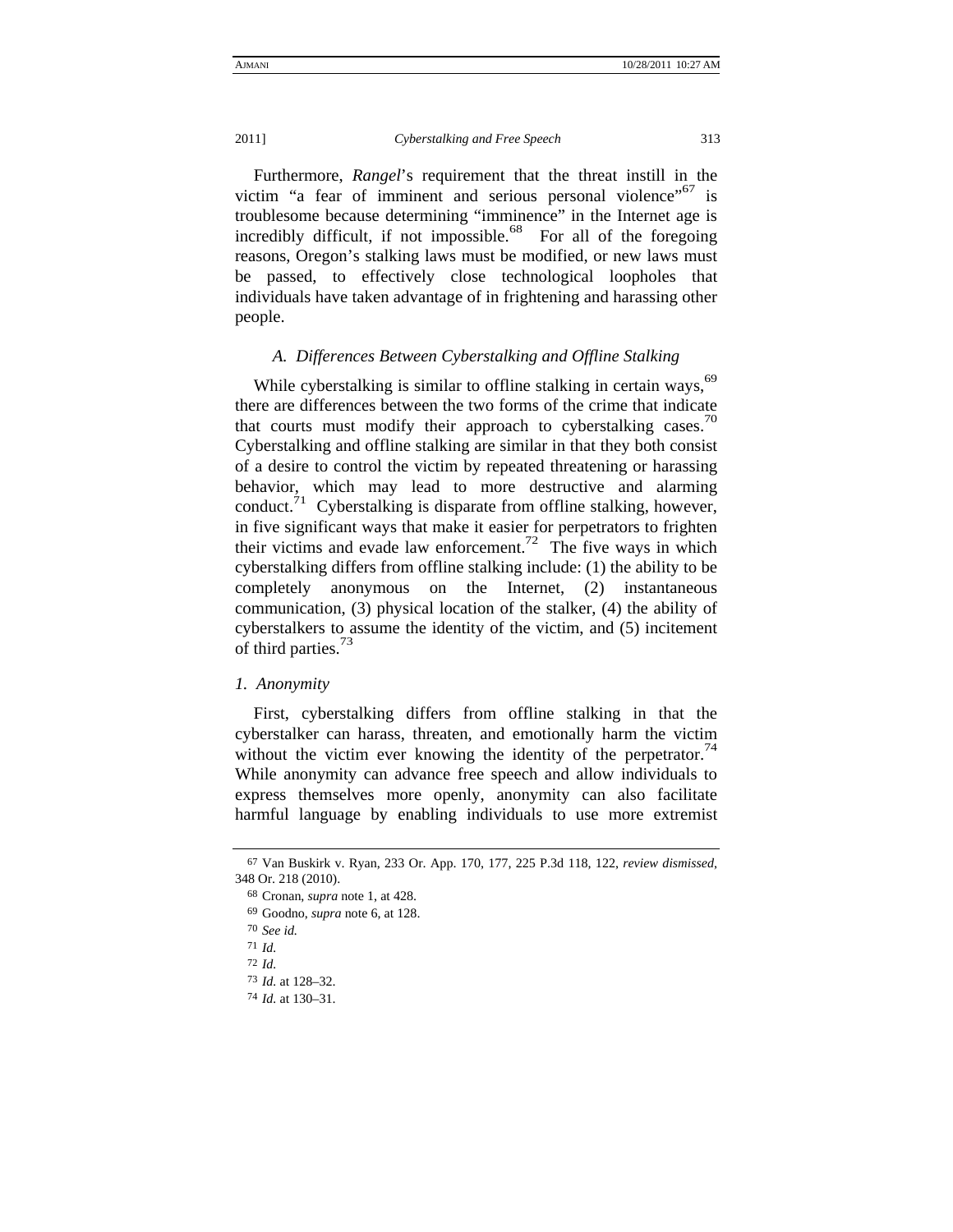Furthermore, *Rangel*'s requirement that the threat instill in the victim "a fear of imminent and serious personal violence"[67] is troublesome because determining "imminence" in the Internet age is incredibly difficult, if not impossible.[68] For all of the foregoing reasons, Oregon's stalking laws must be modified, or new laws must be passed, to effectively close technological loopholes that individuals have taken advantage of in frightening and harassing other people.

### *A. Differences Between Cyberstalking and Offline Stalking*

While cyberstalking is similar to offline stalking in certain ways,[69] there are differences between the two forms of the crime that indicate that courts must modify their approach to cyberstalking cases.[70] Cyberstalking and offline stalking are similar in that they both consist of a desire to control the victim by repeated threatening or harassing behavior, which may lead to more destructive and alarming conduct.[71] Cyberstalking is disparate from offline stalking, however, in five significant ways that make it easier for perpetrators to frighten their victims and evade law enforcement.[72] The five ways in which cyberstalking differs from offline stalking include: (1) the ability to be completely anonymous on the Internet, (2) instantaneous communication, (3) physical location of the stalker, (4) the ability of cyberstalkers to assume the identity of the victim, and (5) incitement of third parties.[73]

#### *1. Anonymity*

First, cyberstalking differs from offline stalking in that the cyberstalker can harass, threaten, and emotionally harm the victim without the victim ever knowing the identity of the perpetrator.[74] While anonymity can advance free speech and allow individuals to express themselves more openly, anonymity can also facilitate harmful language by enabling individuals to use more extremist

---

67 Van Buskirk v. Ryan, 233 Or. App. 170, 177, 225 P.3d 118, 122, *review dismissed*, 348 Or. 218 (2010).

68 Cronan, *supra* note 1, at 428.

69 Goodno, *supra* note 6, at 128.

70 *See id.*

71 *Id.*

72 *Id.*

73 *Id.* at 128–32.

74 *Id.* at 130–31.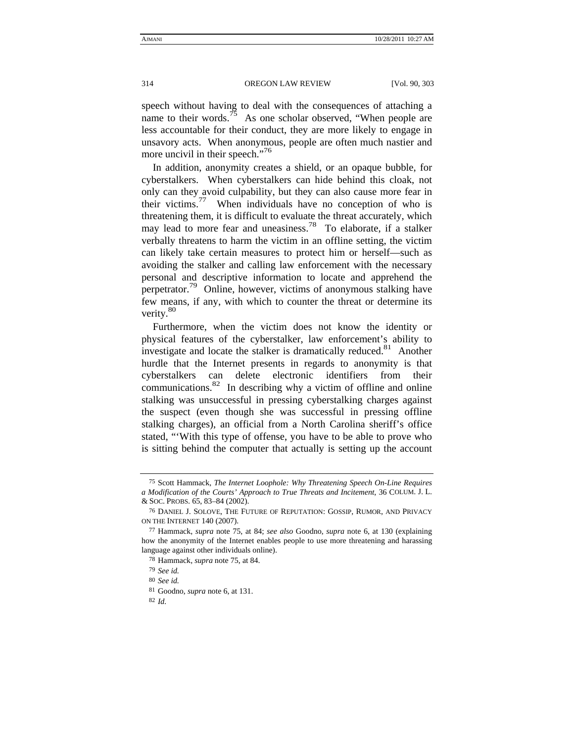speech without having to deal with the consequences of attaching a name to their words.[75] As one scholar observed, "When people are less accountable for their conduct, they are more likely to engage in unsavory acts. When anonymous, people are often much nastier and more uncivil in their speech."[76]

In addition, anonymity creates a shield, or an opaque bubble, for cyberstalkers. When cyberstalkers can hide behind this cloak, not only can they avoid culpability, but they can also cause more fear in their victims.[77] When individuals have no conception of who is threatening them, it is difficult to evaluate the threat accurately, which may lead to more fear and uneasiness.[78] To elaborate, if a stalker verbally threatens to harm the victim in an offline setting, the victim can likely take certain measures to protect him or herself—such as avoiding the stalker and calling law enforcement with the necessary personal and descriptive information to locate and apprehend the perpetrator.[79] Online, however, victims of anonymous stalking have few means, if any, with which to counter the threat or determine its verity.[80]

Furthermore, when the victim does not know the identity or physical features of the cyberstalker, law enforcement's ability to investigate and locate the stalker is dramatically reduced.[81] Another hurdle that the Internet presents in regards to anonymity is that cyberstalkers can delete electronic identifiers from their communications.[82] In describing why a victim of offline and online stalking was unsuccessful in pressing cyberstalking charges against the suspect (even though she was successful in pressing offline stalking charges), an official from a North Carolina sheriff's office stated, "'With this type of offense, you have to be able to prove who is sitting behind the computer that actually is setting up the account

---

75 Scott Hammack, *The Internet Loophole: Why Threatening Speech On-Line Requires a Modification of the Courts' Approach to True Threats and Incitement*, 36 COLUM. J. L. & SOC. PROBS. 65, 83–84 (2002).

76 DANIEL J. SOLOVE, THE FUTURE OF REPUTATION: GOSSIP, RUMOR, AND PRIVACY ON THE INTERNET 140 (2007).

77 Hammack, *supra* note 75, at 84; *see also* Goodno, *supra* note 6, at 130 (explaining how the anonymity of the Internet enables people to use more threatening and harassing language against other individuals online).

78 Hammack, *supra* note 75, at 84.

79 *See id.*

80 *See id.*

81 Goodno, *supra* note 6, at 131.

82 *Id.*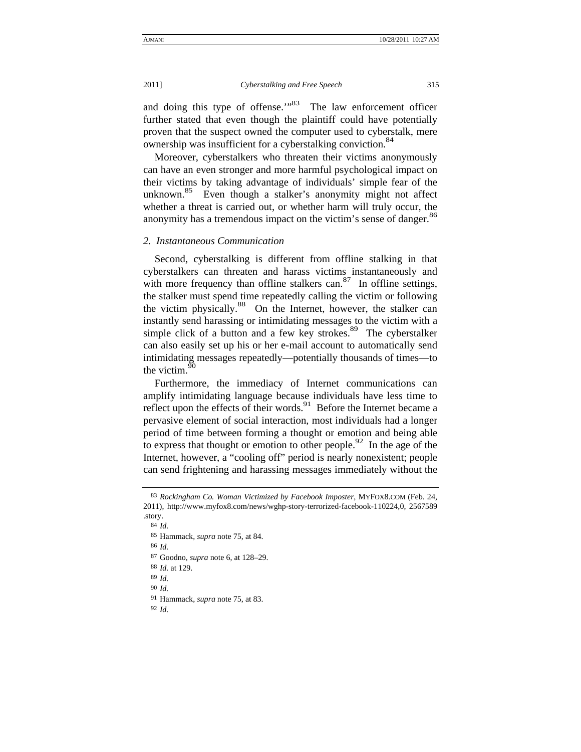and doing this type of offense.'"[83] The law enforcement officer further stated that even though the plaintiff could have potentially proven that the suspect owned the computer used to cyberstalk, mere ownership was insufficient for a cyberstalking conviction.[84]

Moreover, cyberstalkers who threaten their victims anonymously can have an even stronger and more harmful psychological impact on their victims by taking advantage of individuals' simple fear of the unknown.[85] Even though a stalker's anonymity might not affect whether a threat is carried out, or whether harm will truly occur, the anonymity has a tremendous impact on the victim's sense of danger.[86]

### *2. Instantaneous Communication*

Second, cyberstalking is different from offline stalking in that cyberstalkers can threaten and harass victims instantaneously and with more frequency than offline stalkers can.[87] In offline settings, the stalker must spend time repeatedly calling the victim or following the victim physically.[88] On the Internet, however, the stalker can instantly send harassing or intimidating messages to the victim with a simple click of a button and a few key strokes.[89] The cyberstalker can also easily set up his or her e-mail account to automatically send intimidating messages repeatedly—potentially thousands of times—to the victim.[90]

Furthermore, the immediacy of Internet communications can amplify intimidating language because individuals have less time to reflect upon the effects of their words.[91] Before the Internet became a pervasive element of social interaction, most individuals had a longer period of time between forming a thought or emotion and being able to express that thought or emotion to other people.[92] In the age of the Internet, however, a "cooling off" period is nearly nonexistent; people can send frightening and harassing messages immediately without the

---

83 *Rockingham Co. Woman Victimized by Facebook Imposter*, MYFOX8.COM (Feb. 24, 2011), http://www.myfox8.com/news/wghp-story-terrorized-facebook-110224,0, 2567589 .story.

84 *Id.*

85 Hammack, *supra* note 75, at 84.

86 *Id.*

87 Goodno, *supra* note 6, at 128–29.

88 *Id.* at 129.

89 *Id.*

90 *Id.*

91 Hammack, *supra* note 75, at 83.

92 *Id.*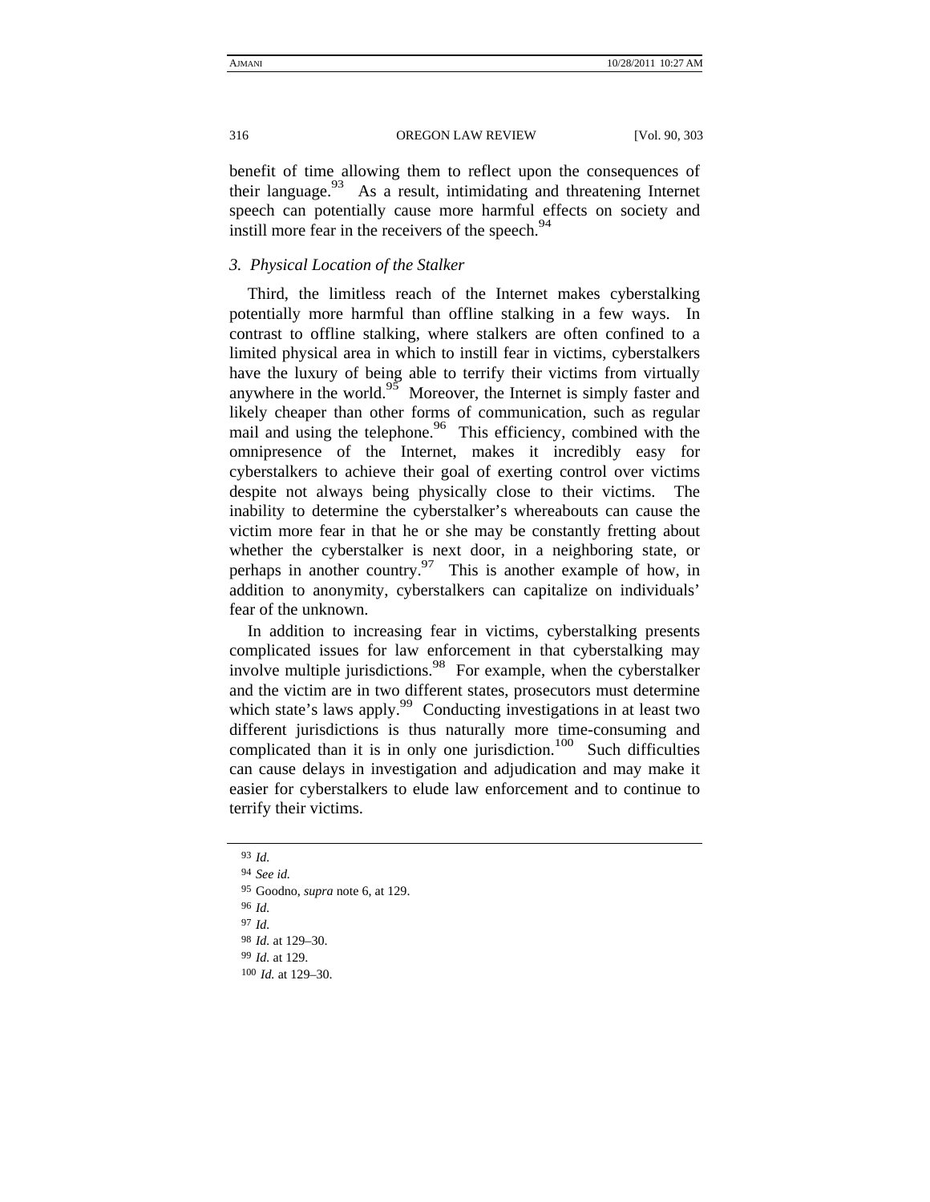benefit of time allowing them to reflect upon the consequences of their language.[93] As a result, intimidating and threatening Internet speech can potentially cause more harmful effects on society and instill more fear in the receivers of the speech.[94]

### *3. Physical Location of the Stalker*

Third, the limitless reach of the Internet makes cyberstalking potentially more harmful than offline stalking in a few ways. In contrast to offline stalking, where stalkers are often confined to a limited physical area in which to instill fear in victims, cyberstalkers have the luxury of being able to terrify their victims from virtually anywhere in the world.[95] Moreover, the Internet is simply faster and likely cheaper than other forms of communication, such as regular mail and using the telephone.[96] This efficiency, combined with the omnipresence of the Internet, makes it incredibly easy for cyberstalkers to achieve their goal of exerting control over victims despite not always being physically close to their victims. The inability to determine the cyberstalker's whereabouts can cause the victim more fear in that he or she may be constantly fretting about whether the cyberstalker is next door, in a neighboring state, or perhaps in another country.[97] This is another example of how, in addition to anonymity, cyberstalkers can capitalize on individuals' fear of the unknown.

In addition to increasing fear in victims, cyberstalking presents complicated issues for law enforcement in that cyberstalking may involve multiple jurisdictions.[98] For example, when the cyberstalker and the victim are in two different states, prosecutors must determine which state's laws apply.[99] Conducting investigations in at least two different jurisdictions is thus naturally more time-consuming and complicated than it is in only one jurisdiction.[100] Such difficulties can cause delays in investigation and adjudication and may make it easier for cyberstalkers to elude law enforcement and to continue to terrify their victims.

---

93 *Id.*

94 *See id.*

95 Goodno, *supra* note 6, at 129.

96 *Id.*

97 *Id.*

98 *Id.* at 129–30.

99 *Id.* at 129.

100 *Id.* at 129–30.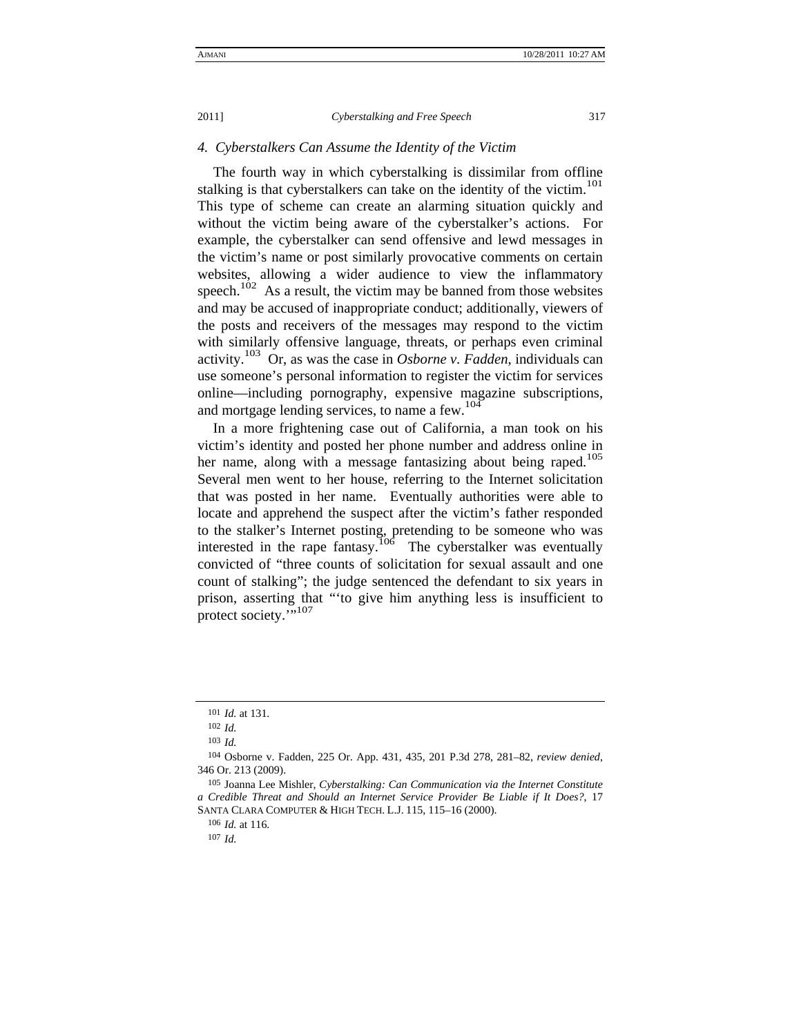### *4. Cyberstalkers Can Assume the Identity of the Victim*

The fourth way in which cyberstalking is dissimilar from offline stalking is that cyberstalkers can take on the identity of the victim.[101] This type of scheme can create an alarming situation quickly and without the victim being aware of the cyberstalker's actions. For example, the cyberstalker can send offensive and lewd messages in the victim's name or post similarly provocative comments on certain websites, allowing a wider audience to view the inflammatory speech.[102] As a result, the victim may be banned from those websites and may be accused of inappropriate conduct; additionally, viewers of the posts and receivers of the messages may respond to the victim with similarly offensive language, threats, or perhaps even criminal activity.[103] Or, as was the case in *Osborne v. Fadden*, individuals can use someone's personal information to register the victim for services online—including pornography, expensive magazine subscriptions, and mortgage lending services, to name a few.[104]

In a more frightening case out of California, a man took on his victim's identity and posted her phone number and address online in her name, along with a message fantasizing about being raped.[105] Several men went to her house, referring to the Internet solicitation that was posted in her name. Eventually authorities were able to locate and apprehend the suspect after the victim's father responded to the stalker's Internet posting, pretending to be someone who was interested in the rape fantasy.[106] The cyberstalker was eventually convicted of "three counts of solicitation for sexual assault and one count of stalking"; the judge sentenced the defendant to six years in prison, asserting that "'to give him anything less is insufficient to protect society.'"[107]

---

101 *Id.* at 131.

102 *Id.*

103 *Id.*

104 Osborne v. Fadden, 225 Or. App. 431, 435, 201 P.3d 278, 281–82, *review denied*, 346 Or. 213 (2009).

105 Joanna Lee Mishler, *Cyberstalking: Can Communication via the Internet Constitute a Credible Threat and Should an Internet Service Provider Be Liable if It Does?*, 17 SANTA CLARA COMPUTER & HIGH TECH. L.J. 115, 115–16 (2000).

106 *Id.* at 116.

107 *Id.*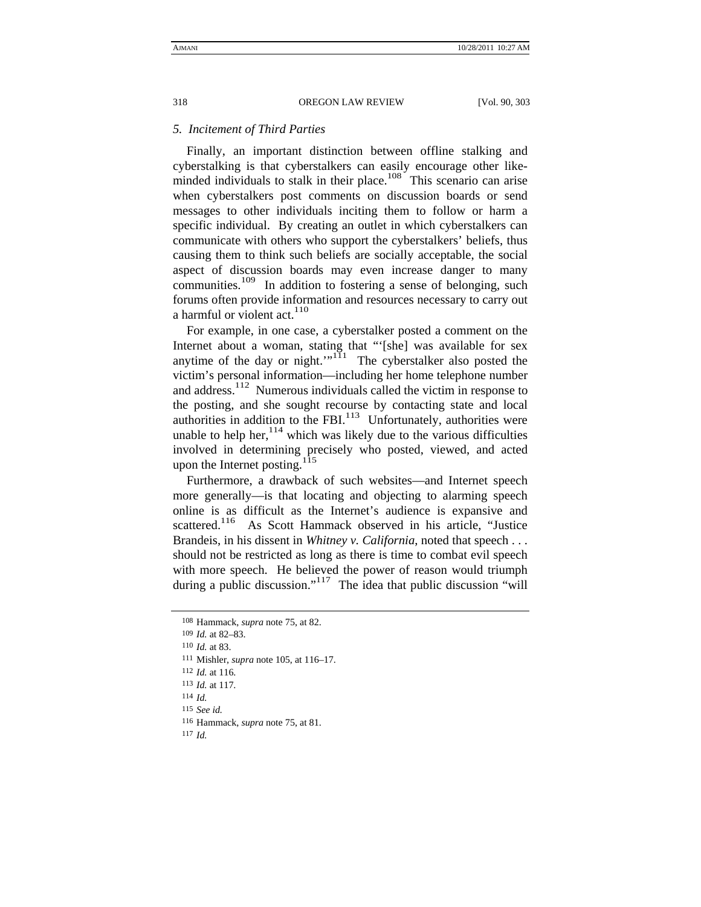### 5. *Incitement of Third Parties*

Finally, an important distinction between offline stalking and cyberstalking is that cyberstalkers can easily encourage other like-minded individuals to stalk in their place.[108] This scenario can arise when cyberstalkers post comments on discussion boards or send messages to other individuals inciting them to follow or harm a specific individual. By creating an outlet in which cyberstalkers can communicate with others who support the cyberstalkers' beliefs, thus causing them to think such beliefs are socially acceptable, the social aspect of discussion boards may even increase danger to many communities.[109] In addition to fostering a sense of belonging, such forums often provide information and resources necessary to carry out a harmful or violent act.[110]

For example, in one case, a cyberstalker posted a comment on the Internet about a woman, stating that "'[she] was available for sex anytime of the day or night.'"[111] The cyberstalker also posted the victim's personal information—including her home telephone number and address.[112] Numerous individuals called the victim in response to the posting, and she sought recourse by contacting state and local authorities in addition to the FBI.[113] Unfortunately, authorities were unable to help her,[114] which was likely due to the various difficulties involved in determining precisely who posted, viewed, and acted upon the Internet posting.[115]

Furthermore, a drawback of such websites—and Internet speech more generally—is that locating and objecting to alarming speech online is as difficult as the Internet's audience is expansive and scattered.[116] As Scott Hammack observed in his article, "Justice Brandeis, in his dissent in *Whitney v. California*, noted that speech . . . should not be restricted as long as there is time to combat evil speech with more speech. He believed the power of reason would triumph during a public discussion."[117] The idea that public discussion "will

---

108 Hammack, *supra* note 75, at 82.

109 *Id.* at 82–83.

110 *Id.* at 83.

111 Mishler, *supra* note 105, at 116–17.

112 *Id.* at 116.

113 *Id.* at 117.

114 *Id.*

115 *See id.*

116 Hammack, *supra* note 75, at 81.

117 *Id.*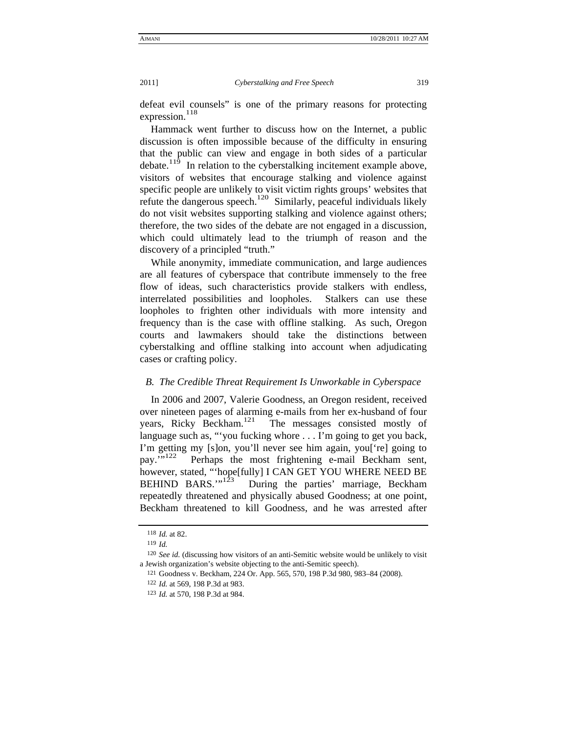defeat evil counsels" is one of the primary reasons for protecting expression.[118]

Hammack went further to discuss how on the Internet, a public discussion is often impossible because of the difficulty in ensuring that the public can view and engage in both sides of a particular debate.[119] In relation to the cyberstalking incitement example above, visitors of websites that encourage stalking and violence against specific people are unlikely to visit victim rights groups' websites that refute the dangerous speech.[120] Similarly, peaceful individuals likely do not visit websites supporting stalking and violence against others; therefore, the two sides of the debate are not engaged in a discussion, which could ultimately lead to the triumph of reason and the discovery of a principled "truth."

While anonymity, immediate communication, and large audiences are all features of cyberspace that contribute immensely to the free flow of ideas, such characteristics provide stalkers with endless, interrelated possibilities and loopholes. Stalkers can use these loopholes to frighten other individuals with more intensity and frequency than is the case with offline stalking. As such, Oregon courts and lawmakers should take the distinctions between cyberstalking and offline stalking into account when adjudicating cases or crafting policy.

### *B. The Credible Threat Requirement Is Unworkable in Cyberspace*

In 2006 and 2007, Valerie Goodness, an Oregon resident, received over nineteen pages of alarming e-mails from her ex-husband of four years, Ricky Beckham.[121] The messages consisted mostly of language such as, "'you fucking whore . . . I'm going to get you back, I'm getting my [s]on, you'll never see him again, you['re] going to pay.'"[122] Perhaps the most frightening e-mail Beckham sent, however, stated, "'hope[fully] I CAN GET YOU WHERE NEED BE BEHIND BARS.'"[123] During the parties' marriage, Beckham repeatedly threatened and physically abused Goodness; at one point, Beckham threatened to kill Goodness, and he was arrested after

---

118 *Id.* at 82.

119 *Id.*

120 *See id.* (discussing how visitors of an anti-Semitic website would be unlikely to visit a Jewish organization's website objecting to the anti-Semitic speech).

121 Goodness v. Beckham, 224 Or. App. 565, 570, 198 P.3d 980, 983–84 (2008).

122 *Id.* at 569, 198 P.3d at 983.

123 *Id.* at 570, 198 P.3d at 984.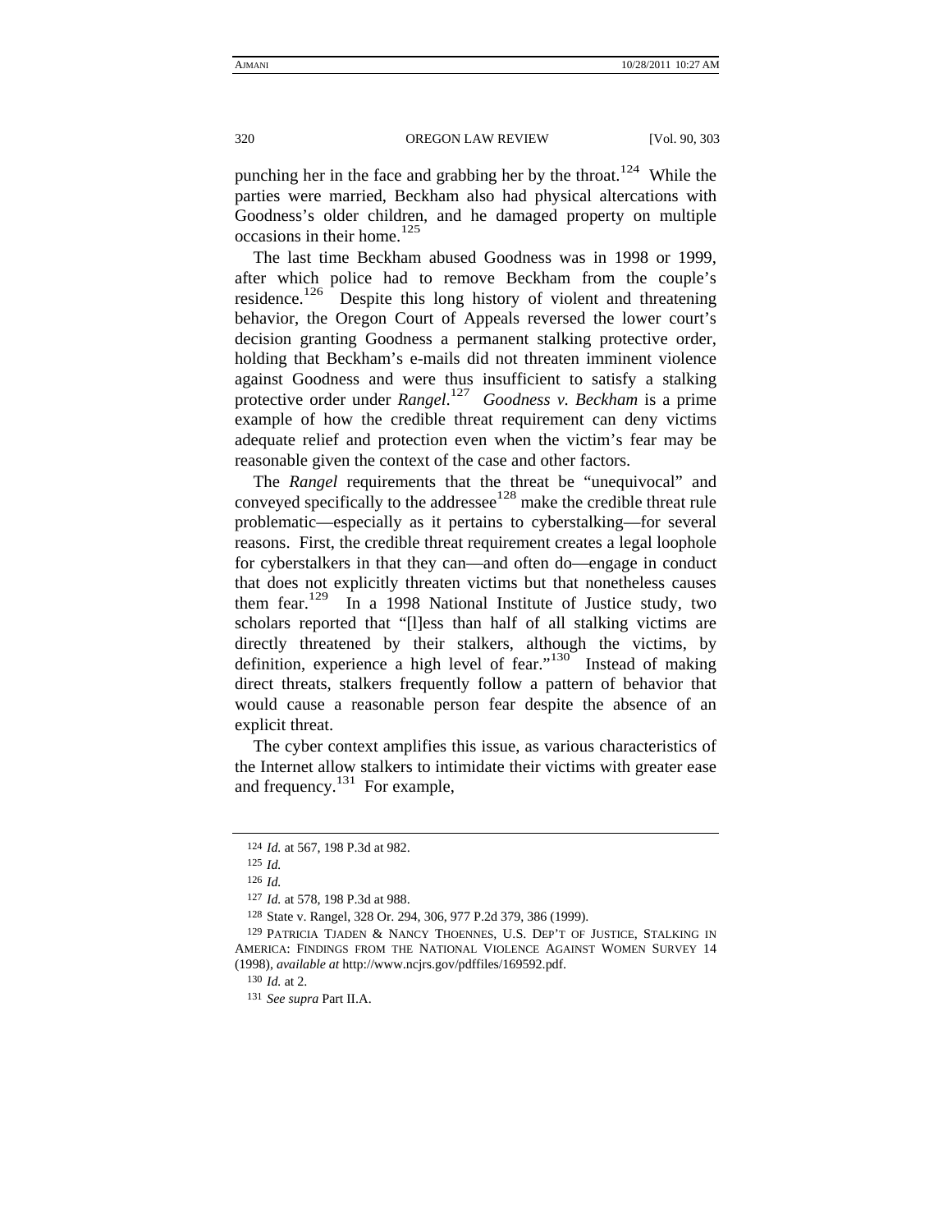punching her in the face and grabbing her by the throat.[124] While the parties were married, Beckham also had physical altercations with Goodness's older children, and he damaged property on multiple occasions in their home.[125]

The last time Beckham abused Goodness was in 1998 or 1999, after which police had to remove Beckham from the couple's residence.[126] Despite this long history of violent and threatening behavior, the Oregon Court of Appeals reversed the lower court's decision granting Goodness a permanent stalking protective order, holding that Beckham's e-mails did not threaten imminent violence against Goodness and were thus insufficient to satisfy a stalking protective order under *Rangel*.[127] *Goodness v. Beckham* is a prime example of how the credible threat requirement can deny victims adequate relief and protection even when the victim's fear may be reasonable given the context of the case and other factors.

The *Rangel* requirements that the threat be "unequivocal" and conveyed specifically to the addressee[128] make the credible threat rule problematic—especially as it pertains to cyberstalking—for several reasons. First, the credible threat requirement creates a legal loophole for cyberstalkers in that they can—and often do—engage in conduct that does not explicitly threaten victims but that nonetheless causes them fear.[129] In a 1998 National Institute of Justice study, two scholars reported that "[l]ess than half of all stalking victims are directly threatened by their stalkers, although the victims, by definition, experience a high level of fear."[130] Instead of making direct threats, stalkers frequently follow a pattern of behavior that would cause a reasonable person fear despite the absence of an explicit threat.

The cyber context amplifies this issue, as various characteristics of the Internet allow stalkers to intimidate their victims with greater ease and frequency.[131] For example,

---

124 *Id.* at 567, 198 P.3d at 982.

125 *Id.*

126 *Id.*

127 *Id.* at 578, 198 P.3d at 988.

128 State v. Rangel, 328 Or. 294, 306, 977 P.2d 379, 386 (1999).

129 PATRICIA TJADEN & NANCY THOENNES, U.S. DEP'T OF JUSTICE, STALKING IN AMERICA: FINDINGS FROM THE NATIONAL VIOLENCE AGAINST WOMEN SURVEY 14 (1998), *available at* http://www.ncjrs.gov/pdffiles/169592.pdf.

130 *Id.* at 2.

131 *See supra* Part II.A.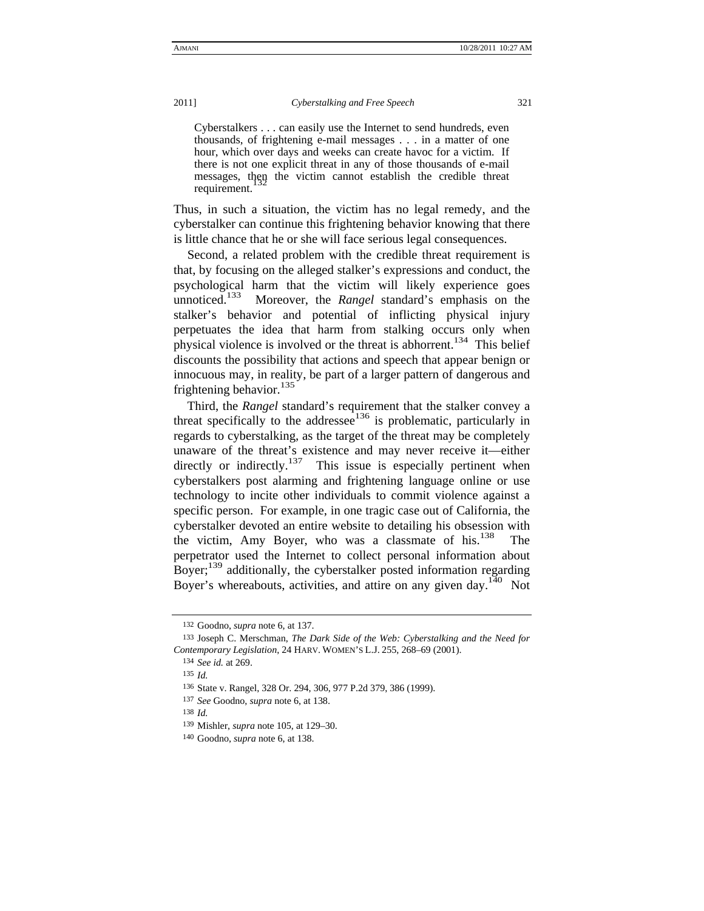> Cyberstalkers . . . can easily use the Internet to send hundreds, even thousands, of frightening e-mail messages . . . in a matter of one hour, which over days and weeks can create havoc for a victim. If there is not one explicit threat in any of those thousands of e-mail messages, then the victim cannot establish the credible threat requirement.[132]

Thus, in such a situation, the victim has no legal remedy, and the cyberstalker can continue this frightening behavior knowing that there is little chance that he or she will face serious legal consequences.

Second, a related problem with the credible threat requirement is that, by focusing on the alleged stalker's expressions and conduct, the psychological harm that the victim will likely experience goes unnoticed.[133] Moreover, the *Rangel* standard's emphasis on the stalker's behavior and potential of inflicting physical injury perpetuates the idea that harm from stalking occurs only when physical violence is involved or the threat is abhorrent.[134] This belief discounts the possibility that actions and speech that appear benign or innocuous may, in reality, be part of a larger pattern of dangerous and frightening behavior.[135]

Third, the *Rangel* standard's requirement that the stalker convey a threat specifically to the addressee[136] is problematic, particularly in regards to cyberstalking, as the target of the threat may be completely unaware of the threat's existence and may never receive it—either directly or indirectly.[137] This issue is especially pertinent when cyberstalkers post alarming and frightening language online or use technology to incite other individuals to commit violence against a specific person. For example, in one tragic case out of California, the cyberstalker devoted an entire website to detailing his obsession with the victim, Amy Boyer, who was a classmate of his.[138] The perpetrator used the Internet to collect personal information about Boyer;[139] additionally, the cyberstalker posted information regarding Boyer's whereabouts, activities, and attire on any given day.[140] Not

---

132 Goodno, *supra* note 6, at 137.

133 Joseph C. Merschman, *The Dark Side of the Web: Cyberstalking and the Need for Contemporary Legislation*, 24 HARV. WOMEN'S L.J. 255, 268–69 (2001).

134 *See id.* at 269.

135 *Id.*

136 State v. Rangel, 328 Or. 294, 306, 977 P.2d 379, 386 (1999).

137 *See* Goodno, *supra* note 6, at 138.

138 *Id.*

139 Mishler, *supra* note 105, at 129–30.

140 Goodno, *supra* note 6, at 138.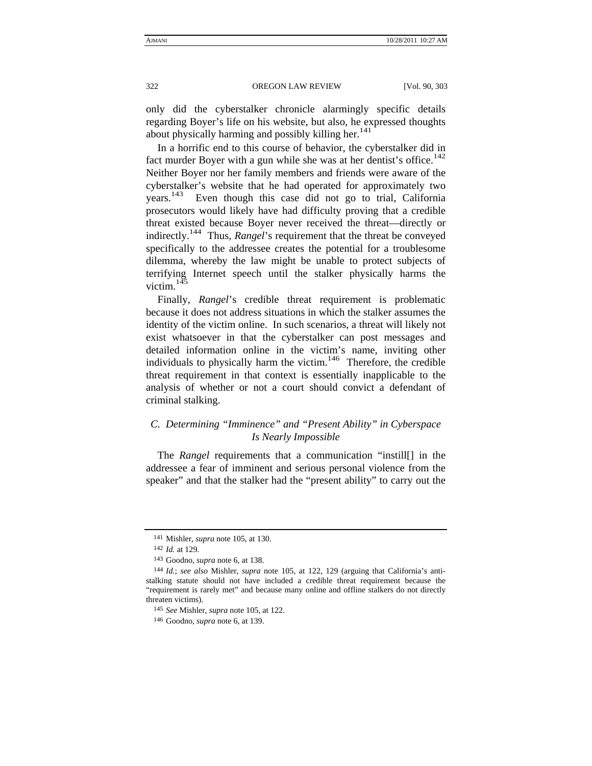only did the cyberstalker chronicle alarmingly specific details regarding Boyer's life on his website, but also, he expressed thoughts about physically harming and possibly killing her.[141]

In a horrific end to this course of behavior, the cyberstalker did in fact murder Boyer with a gun while she was at her dentist's office.[142] Neither Boyer nor her family members and friends were aware of the cyberstalker's website that he had operated for approximately two years.[143] Even though this case did not go to trial, California prosecutors would likely have had difficulty proving that a credible threat existed because Boyer never received the threat—directly or indirectly.[144] Thus, *Rangel*'s requirement that the threat be conveyed specifically to the addressee creates the potential for a troublesome dilemma, whereby the law might be unable to protect subjects of terrifying Internet speech until the stalker physically harms the victim.[145]

Finally, *Rangel*'s credible threat requirement is problematic because it does not address situations in which the stalker assumes the identity of the victim online. In such scenarios, a threat will likely not exist whatsoever in that the cyberstalker can post messages and detailed information online in the victim's name, inviting other individuals to physically harm the victim.[146] Therefore, the credible threat requirement in that context is essentially inapplicable to the analysis of whether or not a court should convict a defendant of criminal stalking.

### *C. Determining "Imminence" and "Present Ability" in Cyberspace Is Nearly Impossible*

The *Rangel* requirements that a communication "instill[] in the addressee a fear of imminent and serious personal violence from the speaker" and that the stalker had the "present ability" to carry out the

---

141 Mishler, *supra* note 105, at 130.

142 *Id.* at 129.

143 Goodno, *supra* note 6, at 138.

144 *Id.*; *see also* Mishler, *supra* note 105, at 122, 129 (arguing that California's anti-stalking statute should not have included a credible threat requirement because the "requirement is rarely met" and because many online and offline stalkers do not directly threaten victims).

145 *See* Mishler, *supra* note 105, at 122.

146 Goodno, *supra* note 6, at 139.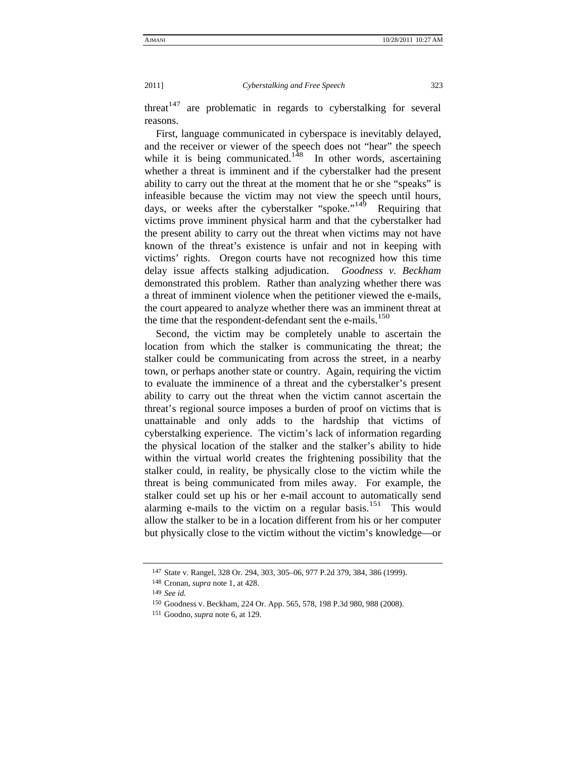threat[147] are problematic in regards to cyberstalking for several reasons.

First, language communicated in cyberspace is inevitably delayed, and the receiver or viewer of the speech does not "hear" the speech while it is being communicated.[148] In other words, ascertaining whether a threat is imminent and if the cyberstalker had the present ability to carry out the threat at the moment that he or she "speaks" is infeasible because the victim may not view the speech until hours, days, or weeks after the cyberstalker "spoke."[149] Requiring that victims prove imminent physical harm and that the cyberstalker had the present ability to carry out the threat when victims may not have known of the threat's existence is unfair and not in keeping with victims' rights. Oregon courts have not recognized how this time delay issue affects stalking adjudication. *Goodness v. Beckham* demonstrated this problem. Rather than analyzing whether there was a threat of imminent violence when the petitioner viewed the e-mails, the court appeared to analyze whether there was an imminent threat at the time that the respondent-defendant sent the e-mails.[150]

Second, the victim may be completely unable to ascertain the location from which the stalker is communicating the threat; the stalker could be communicating from across the street, in a nearby town, or perhaps another state or country. Again, requiring the victim to evaluate the imminence of a threat and the cyberstalker's present ability to carry out the threat when the victim cannot ascertain the threat's regional source imposes a burden of proof on victims that is unattainable and only adds to the hardship that victims of cyberstalking experience. The victim's lack of information regarding the physical location of the stalker and the stalker's ability to hide within the virtual world creates the frightening possibility that the stalker could, in reality, be physically close to the victim while the threat is being communicated from miles away. For example, the stalker could set up his or her e-mail account to automatically send alarming e-mails to the victim on a regular basis.[151] This would allow the stalker to be in a location different from his or her computer but physically close to the victim without the victim's knowledge—or

---

147 State v. Rangel, 328 Or. 294, 303, 305–06, 977 P.2d 379, 384, 386 (1999).

148 Cronan, *supra* note 1, at 428.

149 *See id.*

150 Goodness v. Beckham, 224 Or. App. 565, 578, 198 P.3d 980, 988 (2008).

151 Goodno, *supra* note 6, at 129.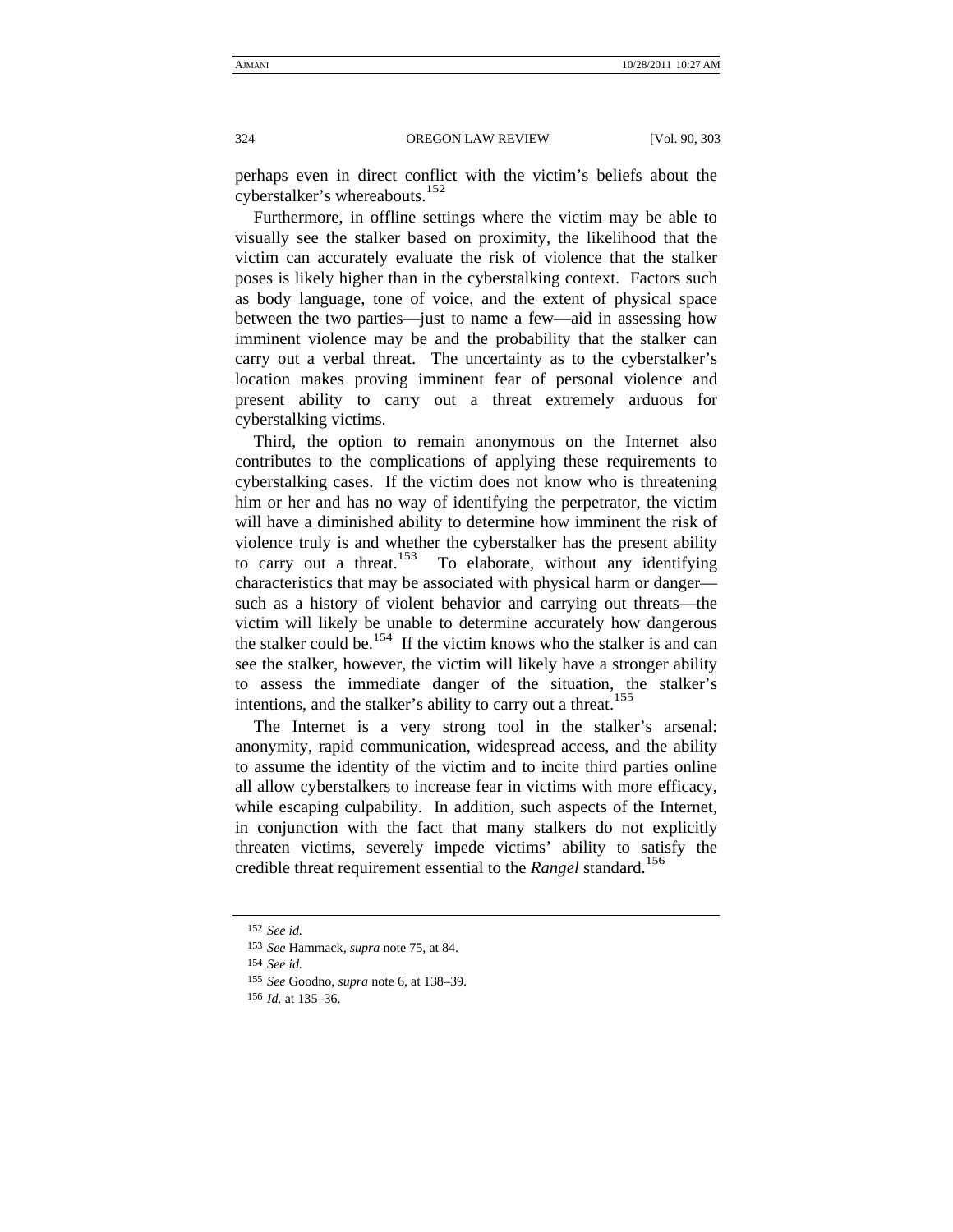perhaps even in direct conflict with the victim's beliefs about the cyberstalker's whereabouts.[152]

Furthermore, in offline settings where the victim may be able to visually see the stalker based on proximity, the likelihood that the victim can accurately evaluate the risk of violence that the stalker poses is likely higher than in the cyberstalking context. Factors such as body language, tone of voice, and the extent of physical space between the two parties—just to name a few—aid in assessing how imminent violence may be and the probability that the stalker can carry out a verbal threat. The uncertainty as to the cyberstalker's location makes proving imminent fear of personal violence and present ability to carry out a threat extremely arduous for cyberstalking victims.

Third, the option to remain anonymous on the Internet also contributes to the complications of applying these requirements to cyberstalking cases. If the victim does not know who is threatening him or her and has no way of identifying the perpetrator, the victim will have a diminished ability to determine how imminent the risk of violence truly is and whether the cyberstalker has the present ability to carry out a threat.[153] To elaborate, without any identifying characteristics that may be associated with physical harm or danger—such as a history of violent behavior and carrying out threats—the victim will likely be unable to determine accurately how dangerous the stalker could be.[154] If the victim knows who the stalker is and can see the stalker, however, the victim will likely have a stronger ability to assess the immediate danger of the situation, the stalker's intentions, and the stalker's ability to carry out a threat.[155]

The Internet is a very strong tool in the stalker's arsenal: anonymity, rapid communication, widespread access, and the ability to assume the identity of the victim and to incite third parties online all allow cyberstalkers to increase fear in victims with more efficacy, while escaping culpability. In addition, such aspects of the Internet, in conjunction with the fact that many stalkers do not explicitly threaten victims, severely impede victims' ability to satisfy the credible threat requirement essential to the *Rangel* standard.[156]

---

[152] *See id.*

[153] *See* Hammack, *supra* note 75, at 84.

[154] *See id.*

[155] *See* Goodno, *supra* note 6, at 138–39.

[156] *Id.* at 135–36.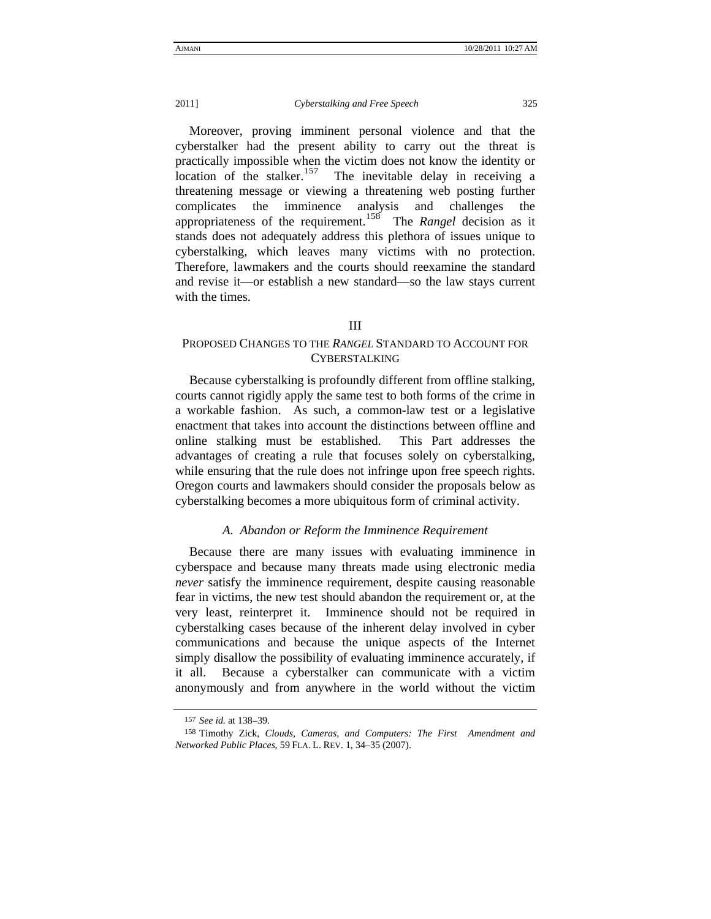Moreover, proving imminent personal violence and that the cyberstalker had the present ability to carry out the threat is practically impossible when the victim does not know the identity or location of the stalker.[157] The inevitable delay in receiving a threatening message or viewing a threatening web posting further complicates the imminence analysis and challenges the appropriateness of the requirement.[158] The *Rangel* decision as it stands does not adequately address this plethora of issues unique to cyberstalking, which leaves many victims with no protection. Therefore, lawmakers and the courts should reexamine the standard and revise it—or establish a new standard—so the law stays current with the times.

## III
## PROPOSED CHANGES TO THE *RANGEL* STANDARD TO ACCOUNT FOR CYBERSTALKING

Because cyberstalking is profoundly different from offline stalking, courts cannot rigidly apply the same test to both forms of the crime in a workable fashion. As such, a common-law test or a legislative enactment that takes into account the distinctions between offline and online stalking must be established. This Part addresses the advantages of creating a rule that focuses solely on cyberstalking, while ensuring that the rule does not infringe upon free speech rights. Oregon courts and lawmakers should consider the proposals below as cyberstalking becomes a more ubiquitous form of criminal activity.

### *A. Abandon or Reform the Imminence Requirement*

Because there are many issues with evaluating imminence in cyberspace and because many threats made using electronic media *never* satisfy the imminence requirement, despite causing reasonable fear in victims, the new test should abandon the requirement or, at the very least, reinterpret it. Imminence should not be required in cyberstalking cases because of the inherent delay involved in cyber communications and because the unique aspects of the Internet simply disallow the possibility of evaluating imminence accurately, if it all. Because a cyberstalker can communicate with a victim anonymously and from anywhere in the world without the victim

---

157 *See id.* at 138–39.

158 Timothy Zick, *Clouds, Cameras, and Computers: The First Amendment and Networked Public Places*, 59 FLA. L. REV. 1, 34–35 (2007).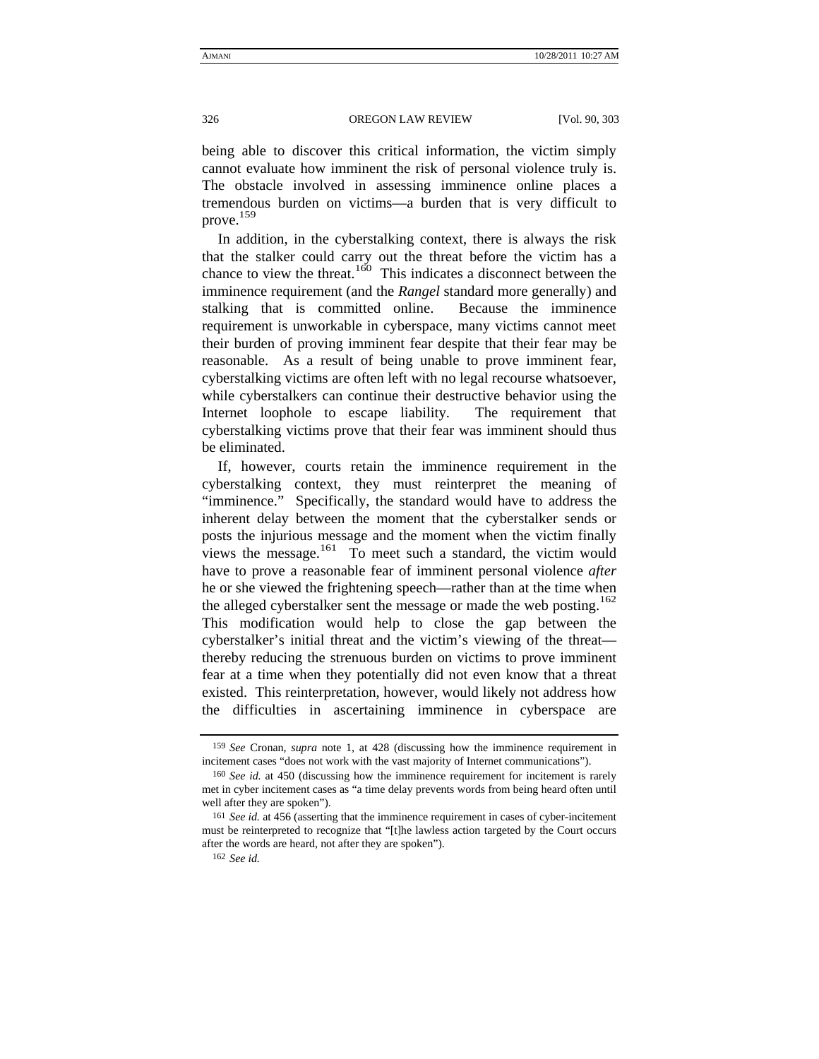being able to discover this critical information, the victim simply cannot evaluate how imminent the risk of personal violence truly is. The obstacle involved in assessing imminence online places a tremendous burden on victims—a burden that is very difficult to prove.[159]

In addition, in the cyberstalking context, there is always the risk that the stalker could carry out the threat before the victim has a chance to view the threat.[160] This indicates a disconnect between the imminence requirement (and the *Rangel* standard more generally) and stalking that is committed online. Because the imminence requirement is unworkable in cyberspace, many victims cannot meet their burden of proving imminent fear despite that their fear may be reasonable. As a result of being unable to prove imminent fear, cyberstalking victims are often left with no legal recourse whatsoever, while cyberstalkers can continue their destructive behavior using the Internet loophole to escape liability. The requirement that cyberstalking victims prove that their fear was imminent should thus be eliminated.

If, however, courts retain the imminence requirement in the cyberstalking context, they must reinterpret the meaning of "imminence." Specifically, the standard would have to address the inherent delay between the moment that the cyberstalker sends or posts the injurious message and the moment when the victim finally views the message.[161] To meet such a standard, the victim would have to prove a reasonable fear of imminent personal violence *after* he or she viewed the frightening speech—rather than at the time when the alleged cyberstalker sent the message or made the web posting.[162] This modification would help to close the gap between the cyberstalker's initial threat and the victim's viewing of the threat—thereby reducing the strenuous burden on victims to prove imminent fear at a time when they potentially did not even know that a threat existed. This reinterpretation, however, would likely not address how the difficulties in ascertaining imminence in cyberspace are

---

159 *See* Cronan, *supra* note 1, at 428 (discussing how the imminence requirement in incitement cases "does not work with the vast majority of Internet communications").

160 *See id.* at 450 (discussing how the imminence requirement for incitement is rarely met in cyber incitement cases as "a time delay prevents words from being heard often until well after they are spoken").

161 *See id.* at 456 (asserting that the imminence requirement in cases of cyber-incitement must be reinterpreted to recognize that "[t]he lawless action targeted by the Court occurs after the words are heard, not after they are spoken").

162 *See id.*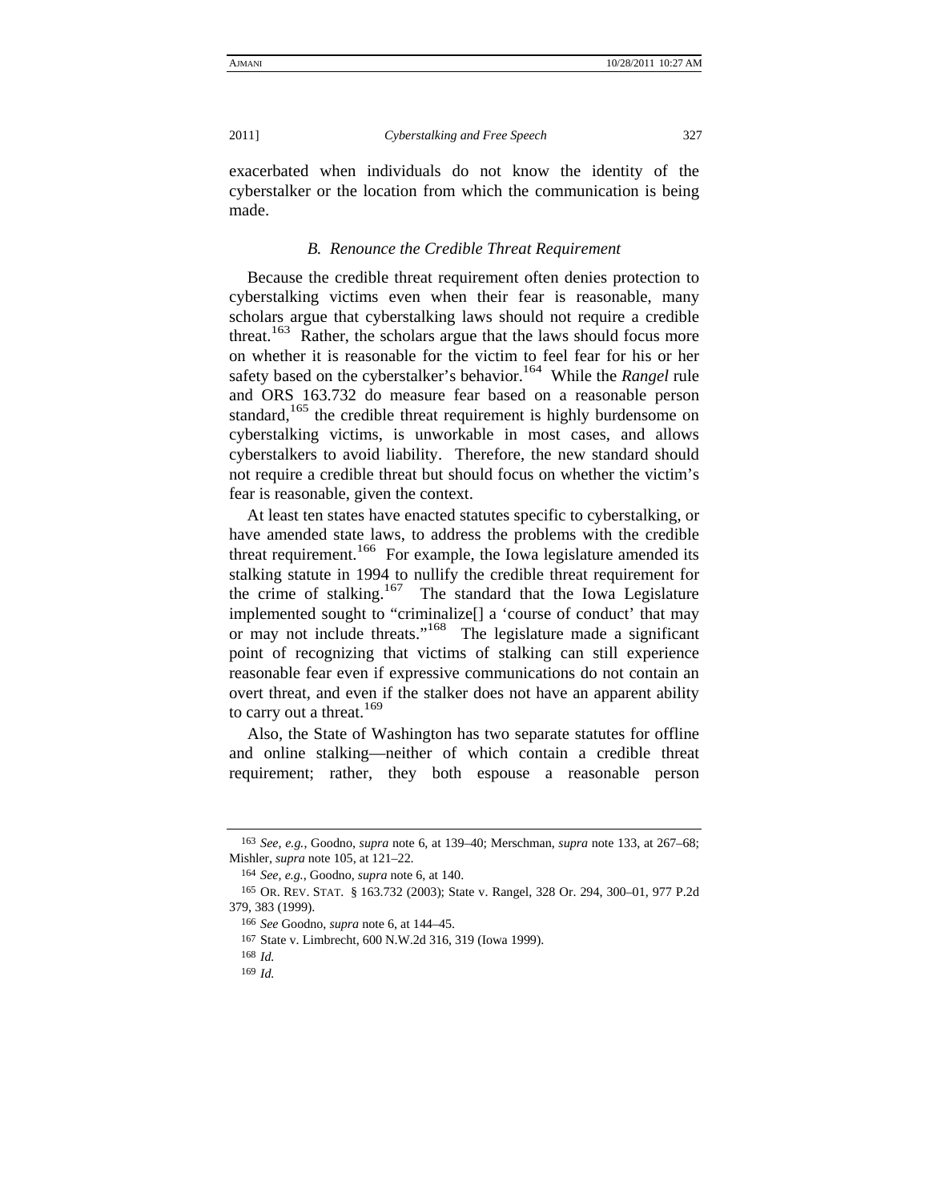exacerbated when individuals do not know the identity of the cyberstalker or the location from which the communication is being made.

### *B. Renounce the Credible Threat Requirement*

Because the credible threat requirement often denies protection to cyberstalking victims even when their fear is reasonable, many scholars argue that cyberstalking laws should not require a credible threat.[163] Rather, the scholars argue that the laws should focus more on whether it is reasonable for the victim to feel fear for his or her safety based on the cyberstalker's behavior.[164] While the *Rangel* rule and ORS 163.732 do measure fear based on a reasonable person standard,[165] the credible threat requirement is highly burdensome on cyberstalking victims, is unworkable in most cases, and allows cyberstalkers to avoid liability. Therefore, the new standard should not require a credible threat but should focus on whether the victim's fear is reasonable, given the context.

At least ten states have enacted statutes specific to cyberstalking, or have amended state laws, to address the problems with the credible threat requirement.[166] For example, the Iowa legislature amended its stalking statute in 1994 to nullify the credible threat requirement for the crime of stalking.[167] The standard that the Iowa Legislature implemented sought to "criminalize[] a 'course of conduct' that may or may not include threats."[168] The legislature made a significant point of recognizing that victims of stalking can still experience reasonable fear even if expressive communications do not contain an overt threat, and even if the stalker does not have an apparent ability to carry out a threat.[169]

Also, the State of Washington has two separate statutes for offline and online stalking—neither of which contain a credible threat requirement; rather, they both espouse a reasonable person

---

163 *See, e.g.*, Goodno, *supra* note 6, at 139–40; Merschman, *supra* note 133, at 267–68; Mishler, *supra* note 105, at 121–22.

164 *See, e.g.*, Goodno, *supra* note 6, at 140.

165 OR. REV. STAT. § 163.732 (2003); State v. Rangel, 328 Or. 294, 300–01, 977 P.2d 379, 383 (1999).

166 *See* Goodno, *supra* note 6, at 144–45.

167 State v. Limbrecht, 600 N.W.2d 316, 319 (Iowa 1999).

168 *Id.*

169 *Id.*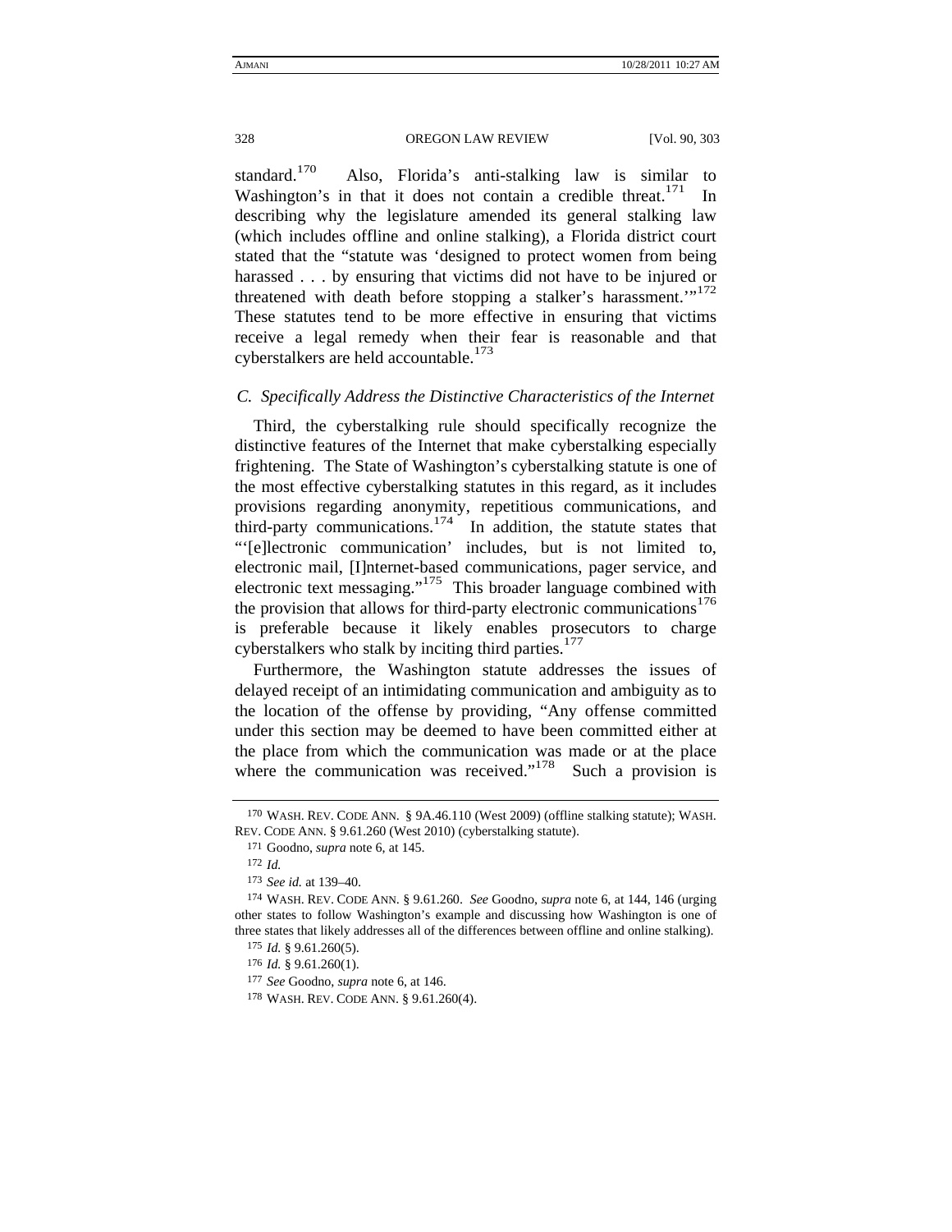standard.[170] Also, Florida's anti-stalking law is similar to Washington's in that it does not contain a credible threat.[171] In describing why the legislature amended its general stalking law (which includes offline and online stalking), a Florida district court stated that the "statute was 'designed to protect women from being harassed . . . by ensuring that victims did not have to be injured or threatened with death before stopping a stalker's harassment.'"[172] These statutes tend to be more effective in ensuring that victims receive a legal remedy when their fear is reasonable and that cyberstalkers are held accountable.[173]

### *C. Specifically Address the Distinctive Characteristics of the Internet*

Third, the cyberstalking rule should specifically recognize the distinctive features of the Internet that make cyberstalking especially frightening. The State of Washington's cyberstalking statute is one of the most effective cyberstalking statutes in this regard, as it includes provisions regarding anonymity, repetitious communications, and third-party communications.[174] In addition, the statute states that "'[e]lectronic communication' includes, but is not limited to, electronic mail, [I]nternet-based communications, pager service, and electronic text messaging."[175] This broader language combined with the provision that allows for third-party electronic communications[176] is preferable because it likely enables prosecutors to charge cyberstalkers who stalk by inciting third parties.[177]

Furthermore, the Washington statute addresses the issues of delayed receipt of an intimidating communication and ambiguity as to the location of the offense by providing, "Any offense committed under this section may be deemed to have been committed either at the place from which the communication was made or at the place where the communication was received."[178] Such a provision is

---

170 WASH. REV. CODE ANN. § 9A.46.110 (West 2009) (offline stalking statute); WASH. REV. CODE ANN. § 9.61.260 (West 2010) (cyberstalking statute).

171 Goodno, *supra* note 6, at 145.

172 *Id.*

173 *See id.* at 139–40.

174 WASH. REV. CODE ANN. § 9.61.260. *See* Goodno, *supra* note 6, at 144, 146 (urging other states to follow Washington's example and discussing how Washington is one of three states that likely addresses all of the differences between offline and online stalking).

175 *Id.* § 9.61.260(5).

176 *Id.* § 9.61.260(1).

177 *See* Goodno, *supra* note 6, at 146.

178 WASH. REV. CODE ANN. § 9.61.260(4).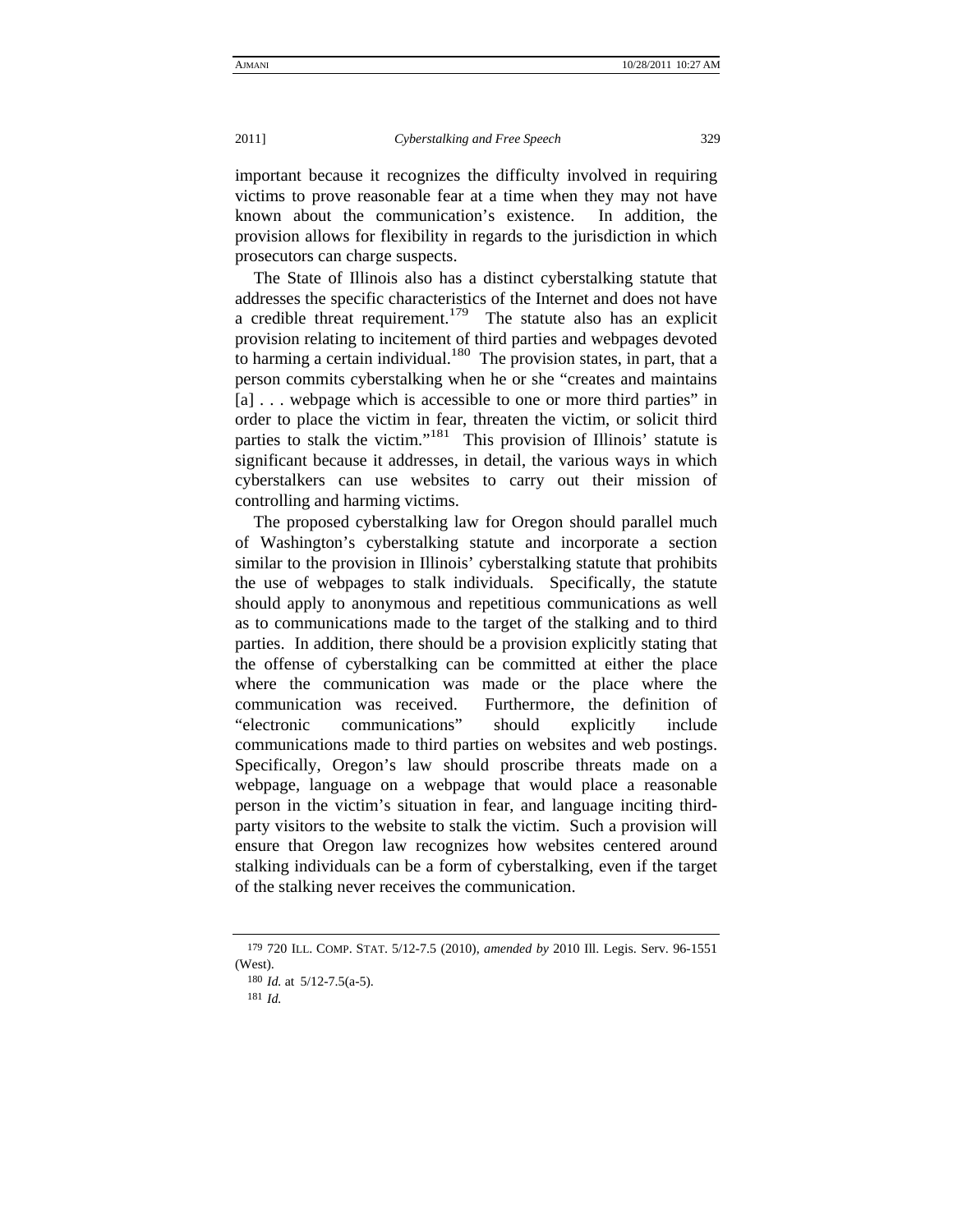important because it recognizes the difficulty involved in requiring victims to prove reasonable fear at a time when they may not have known about the communication's existence. In addition, the provision allows for flexibility in regards to the jurisdiction in which prosecutors can charge suspects.

The State of Illinois also has a distinct cyberstalking statute that addresses the specific characteristics of the Internet and does not have a credible threat requirement.[179] The statute also has an explicit provision relating to incitement of third parties and webpages devoted to harming a certain individual.[180] The provision states, in part, that a person commits cyberstalking when he or she "creates and maintains [a] . . . webpage which is accessible to one or more third parties" in order to place the victim in fear, threaten the victim, or solicit third parties to stalk the victim."[181] This provision of Illinois' statute is significant because it addresses, in detail, the various ways in which cyberstalkers can use websites to carry out their mission of controlling and harming victims.

The proposed cyberstalking law for Oregon should parallel much of Washington's cyberstalking statute and incorporate a section similar to the provision in Illinois' cyberstalking statute that prohibits the use of webpages to stalk individuals. Specifically, the statute should apply to anonymous and repetitious communications as well as to communications made to the target of the stalking and to third parties. In addition, there should be a provision explicitly stating that the offense of cyberstalking can be committed at either the place where the communication was made or the place where the communication was received. Furthermore, the definition of "electronic communications" should explicitly include communications made to third parties on websites and web postings. Specifically, Oregon's law should proscribe threats made on a webpage, language on a webpage that would place a reasonable person in the victim's situation in fear, and language inciting third-party visitors to the website to stalk the victim. Such a provision will ensure that Oregon law recognizes how websites centered around stalking individuals can be a form of cyberstalking, even if the target of the stalking never receives the communication.

---

179 720 ILL. COMP. STAT. 5/12-7.5 (2010), *amended by* 2010 Ill. Legis. Serv. 96-1551 (West).

180 *Id.* at 5/12-7.5(a-5).

181 *Id.*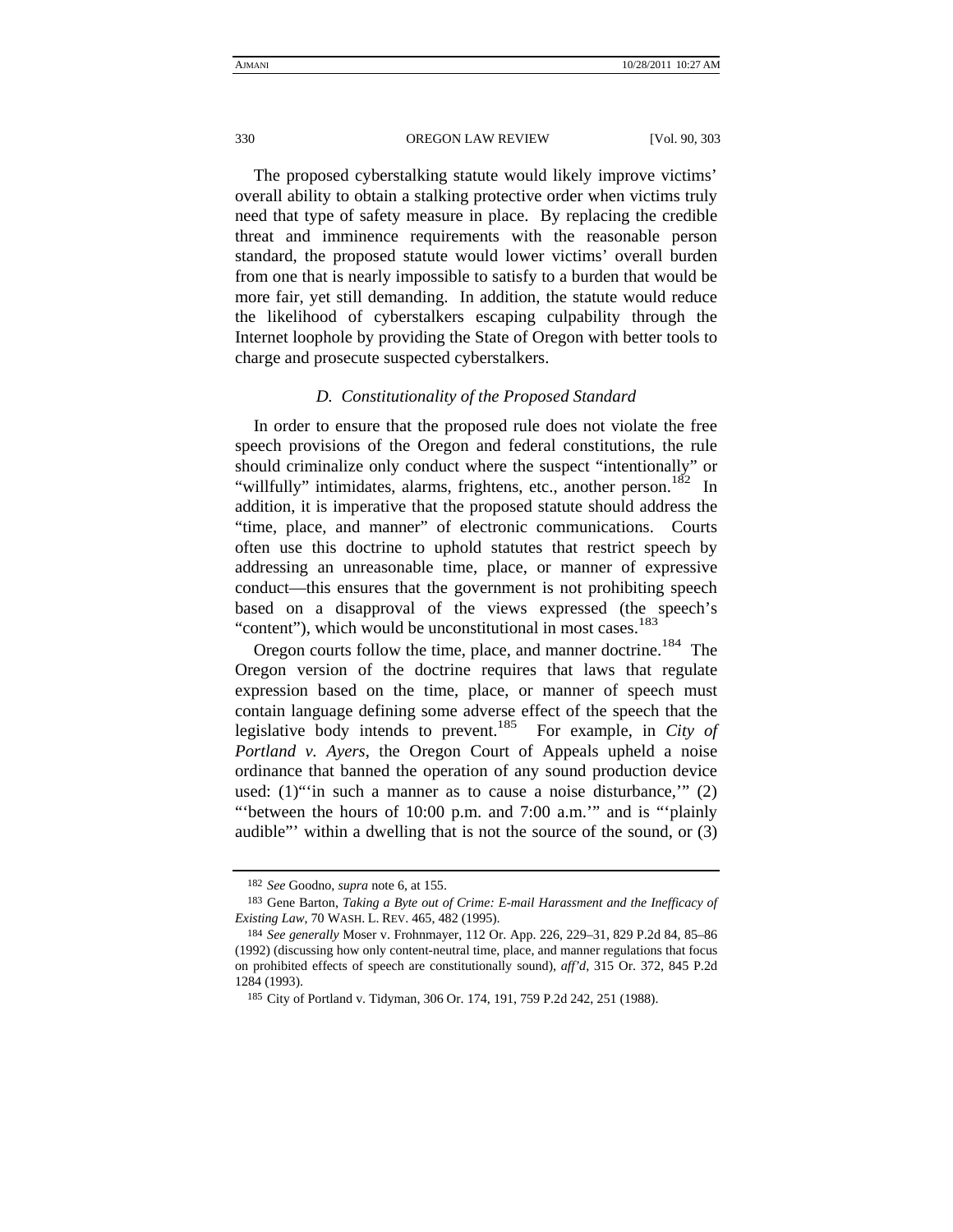The proposed cyberstalking statute would likely improve victims' overall ability to obtain a stalking protective order when victims truly need that type of safety measure in place. By replacing the credible threat and imminence requirements with the reasonable person standard, the proposed statute would lower victims' overall burden from one that is nearly impossible to satisfy to a burden that would be more fair, yet still demanding. In addition, the statute would reduce the likelihood of cyberstalkers escaping culpability through the Internet loophole by providing the State of Oregon with better tools to charge and prosecute suspected cyberstalkers.

### *D. Constitutionality of the Proposed Standard*

In order to ensure that the proposed rule does not violate the free speech provisions of the Oregon and federal constitutions, the rule should criminalize only conduct where the suspect "intentionally" or "willfully" intimidates, alarms, frightens, etc., another person.[182] In addition, it is imperative that the proposed statute should address the "time, place, and manner" of electronic communications. Courts often use this doctrine to uphold statutes that restrict speech by addressing an unreasonable time, place, or manner of expressive conduct—this ensures that the government is not prohibiting speech based on a disapproval of the views expressed (the speech's "content"), which would be unconstitutional in most cases.[183]

Oregon courts follow the time, place, and manner doctrine.[184] The Oregon version of the doctrine requires that laws that regulate expression based on the time, place, or manner of speech must contain language defining some adverse effect of the speech that the legislative body intends to prevent.[185] For example, in *City of Portland v. Ayers*, the Oregon Court of Appeals upheld a noise ordinance that banned the operation of any sound production device used: (1)"'in such a manner as to cause a noise disturbance,'" (2) "'between the hours of 10:00 p.m. and 7:00 a.m.'" and is "'plainly audible"' within a dwelling that is not the source of the sound, or (3)

---

182 *See* Goodno, *supra* note 6, at 155.

183 Gene Barton, *Taking a Byte out of Crime: E-mail Harassment and the Inefficacy of Existing Law*, 70 WASH. L. REV. 465, 482 (1995).

184 *See generally* Moser v. Frohnmayer, 112 Or. App. 226, 229–31, 829 P.2d 84, 85–86 (1992) (discussing how only content-neutral time, place, and manner regulations that focus on prohibited effects of speech are constitutionally sound), *aff'd*, 315 Or. 372, 845 P.2d 1284 (1993).

185 City of Portland v. Tidyman, 306 Or. 174, 191, 759 P.2d 242, 251 (1988).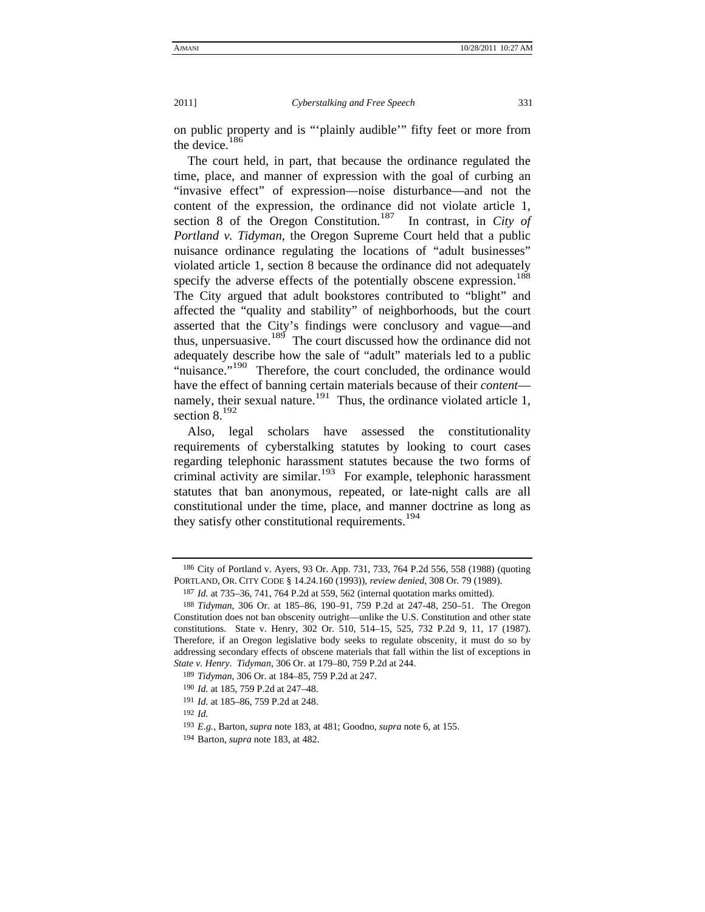on public property and is "'plainly audible'" fifty feet or more from the device.[186]

The court held, in part, that because the ordinance regulated the time, place, and manner of expression with the goal of curbing an "invasive effect" of expression—noise disturbance—and not the content of the expression, the ordinance did not violate article 1, section 8 of the Oregon Constitution.[187] In contrast, in *City of Portland v. Tidyman*, the Oregon Supreme Court held that a public nuisance ordinance regulating the locations of "adult businesses" violated article 1, section 8 because the ordinance did not adequately specify the adverse effects of the potentially obscene expression.[188] The City argued that adult bookstores contributed to "blight" and affected the "quality and stability" of neighborhoods, but the court asserted that the City's findings were conclusory and vague—and thus, unpersuasive.[189] The court discussed how the ordinance did not adequately describe how the sale of "adult" materials led to a public "nuisance."[190] Therefore, the court concluded, the ordinance would have the effect of banning certain materials because of their *content*—namely, their sexual nature.[191] Thus, the ordinance violated article 1, section 8.[192]

Also, legal scholars have assessed the constitutionality requirements of cyberstalking statutes by looking to court cases regarding telephonic harassment statutes because the two forms of criminal activity are similar.[193] For example, telephonic harassment statutes that ban anonymous, repeated, or late-night calls are all constitutional under the time, place, and manner doctrine as long as they satisfy other constitutional requirements.[194]

---

186 City of Portland v. Ayers, 93 Or. App. 731, 733, 764 P.2d 556, 558 (1988) (quoting PORTLAND, OR. CITY CODE § 14.24.160 (1993)), *review denied*, 308 Or. 79 (1989).

187 *Id.* at 735–36, 741, 764 P.2d at 559, 562 (internal quotation marks omitted).

188 *Tidyman*, 306 Or. at 185–86, 190–91, 759 P.2d at 247-48, 250–51. The Oregon Constitution does not ban obscenity outright—unlike the U.S. Constitution and other state constitutions. State v. Henry, 302 Or. 510, 514–15, 525, 732 P.2d 9, 11, 17 (1987). Therefore, if an Oregon legislative body seeks to regulate obscenity, it must do so by addressing secondary effects of obscene materials that fall within the list of exceptions in *State v. Henry*. *Tidyman*, 306 Or. at 179–80, 759 P.2d at 244.

189 *Tidyman*, 306 Or. at 184–85, 759 P.2d at 247.

190 *Id.* at 185, 759 P.2d at 247–48.

191 *Id.* at 185–86, 759 P.2d at 248.

192 *Id.*

193 *E.g.*, Barton, *supra* note 183, at 481; Goodno, *supra* note 6, at 155.

194 Barton, *supra* note 183, at 482.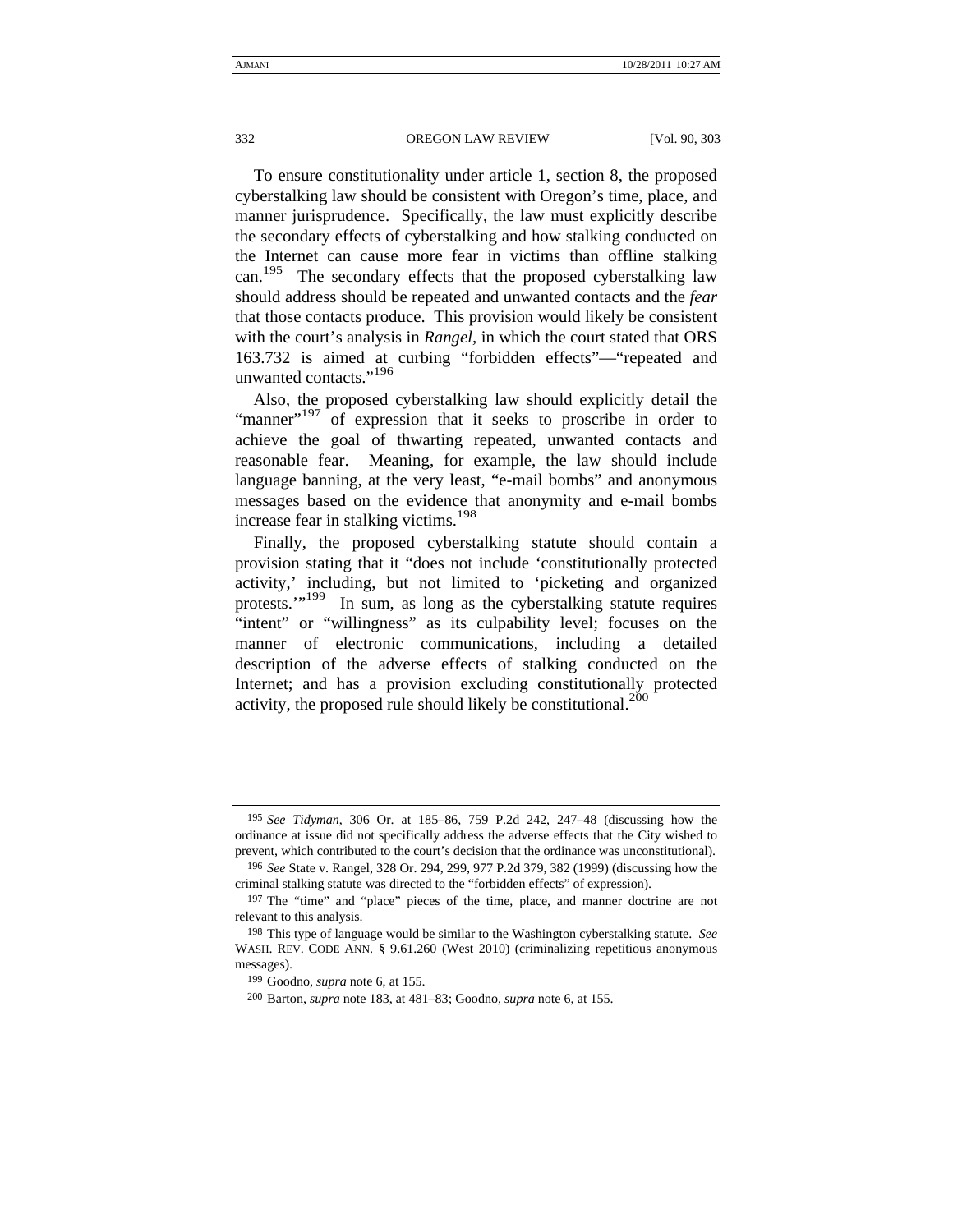To ensure constitutionality under article 1, section 8, the proposed cyberstalking law should be consistent with Oregon's time, place, and manner jurisprudence. Specifically, the law must explicitly describe the secondary effects of cyberstalking and how stalking conducted on the Internet can cause more fear in victims than offline stalking can.[195] The secondary effects that the proposed cyberstalking law should address should be repeated and unwanted contacts and the *fear* that those contacts produce. This provision would likely be consistent with the court's analysis in *Rangel*, in which the court stated that ORS 163.732 is aimed at curbing "forbidden effects"—"repeated and unwanted contacts."[196]

Also, the proposed cyberstalking law should explicitly detail the "manner"[197] of expression that it seeks to proscribe in order to achieve the goal of thwarting repeated, unwanted contacts and reasonable fear. Meaning, for example, the law should include language banning, at the very least, "e-mail bombs" and anonymous messages based on the evidence that anonymity and e-mail bombs increase fear in stalking victims.[198]

Finally, the proposed cyberstalking statute should contain a provision stating that it "does not include 'constitutionally protected activity,' including, but not limited to 'picketing and organized protests.'"[199] In sum, as long as the cyberstalking statute requires "intent" or "willingness" as its culpability level; focuses on the manner of electronic communications, including a detailed description of the adverse effects of stalking conducted on the Internet; and has a provision excluding constitutionally protected activity, the proposed rule should likely be constitutional.[200]

---

195 *See Tidyman*, 306 Or. at 185–86, 759 P.2d 242, 247–48 (discussing how the ordinance at issue did not specifically address the adverse effects that the City wished to prevent, which contributed to the court's decision that the ordinance was unconstitutional).

196 *See* State v. Rangel, 328 Or. 294, 299, 977 P.2d 379, 382 (1999) (discussing how the criminal stalking statute was directed to the "forbidden effects" of expression).

197 The "time" and "place" pieces of the time, place, and manner doctrine are not relevant to this analysis.

198 This type of language would be similar to the Washington cyberstalking statute. *See* WASH. REV. CODE ANN. § 9.61.260 (West 2010) (criminalizing repetitious anonymous messages).

199 Goodno, *supra* note 6, at 155.

200 Barton, *supra* note 183, at 481–83; Goodno, *supra* note 6, at 155.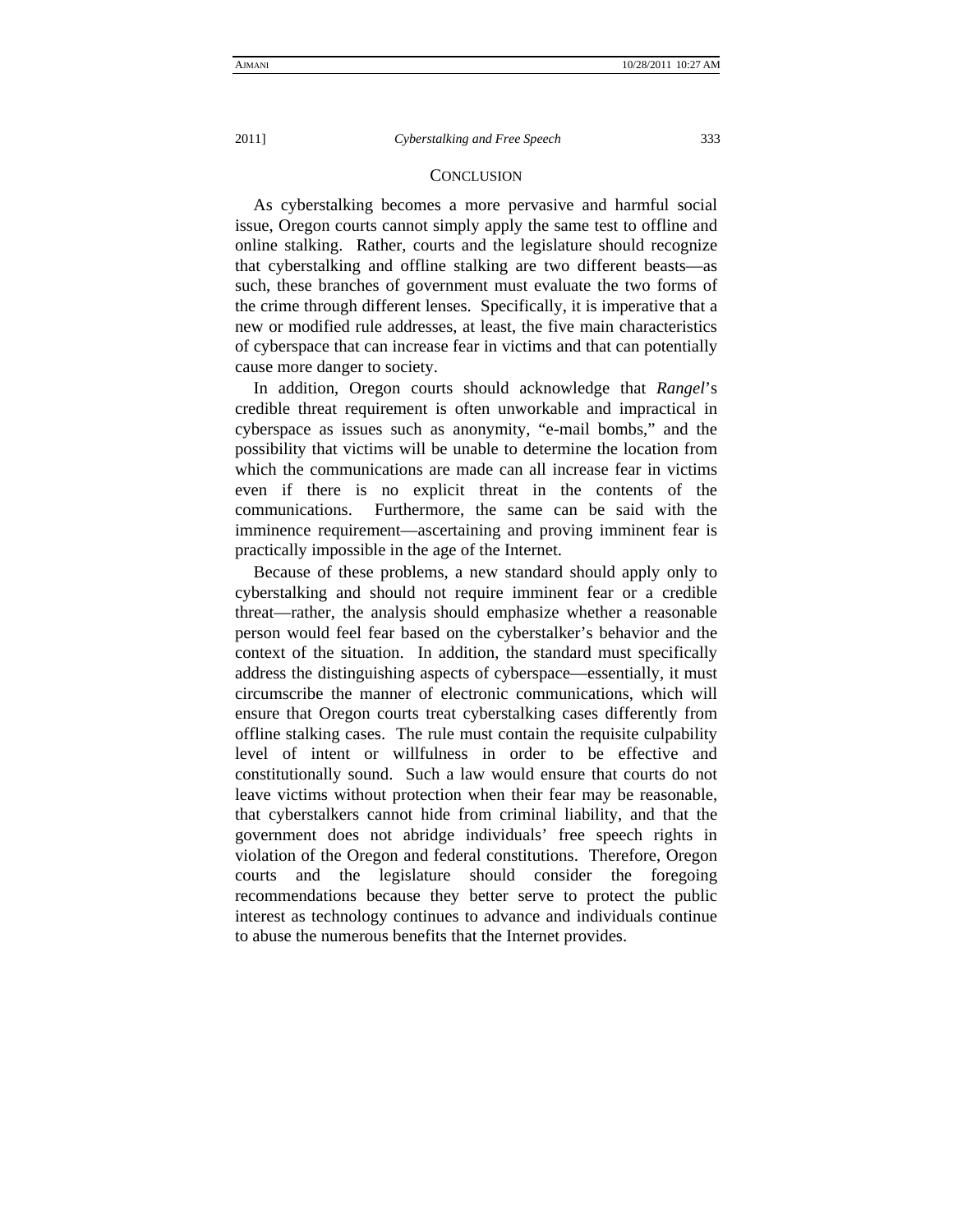## CONCLUSION

As cyberstalking becomes a more pervasive and harmful social issue, Oregon courts cannot simply apply the same test to offline and online stalking. Rather, courts and the legislature should recognize that cyberstalking and offline stalking are two different beasts—as such, these branches of government must evaluate the two forms of the crime through different lenses. Specifically, it is imperative that a new or modified rule addresses, at least, the five main characteristics of cyberspace that can increase fear in victims and that can potentially cause more danger to society.

In addition, Oregon courts should acknowledge that *Rangel*'s credible threat requirement is often unworkable and impractical in cyberspace as issues such as anonymity, "e-mail bombs," and the possibility that victims will be unable to determine the location from which the communications are made can all increase fear in victims even if there is no explicit threat in the contents of the communications. Furthermore, the same can be said with the imminence requirement—ascertaining and proving imminent fear is practically impossible in the age of the Internet.

Because of these problems, a new standard should apply only to cyberstalking and should not require imminent fear or a credible threat—rather, the analysis should emphasize whether a reasonable person would feel fear based on the cyberstalker's behavior and the context of the situation. In addition, the standard must specifically address the distinguishing aspects of cyberspace—essentially, it must circumscribe the manner of electronic communications, which will ensure that Oregon courts treat cyberstalking cases differently from offline stalking cases. The rule must contain the requisite culpability level of intent or willfulness in order to be effective and constitutionally sound. Such a law would ensure that courts do not leave victims without protection when their fear may be reasonable, that cyberstalkers cannot hide from criminal liability, and that the government does not abridge individuals' free speech rights in violation of the Oregon and federal constitutions. Therefore, Oregon courts and the legislature should consider the foregoing recommendations because they better serve to protect the public interest as technology continues to advance and individuals continue to abuse the numerous benefits that the Internet provides.